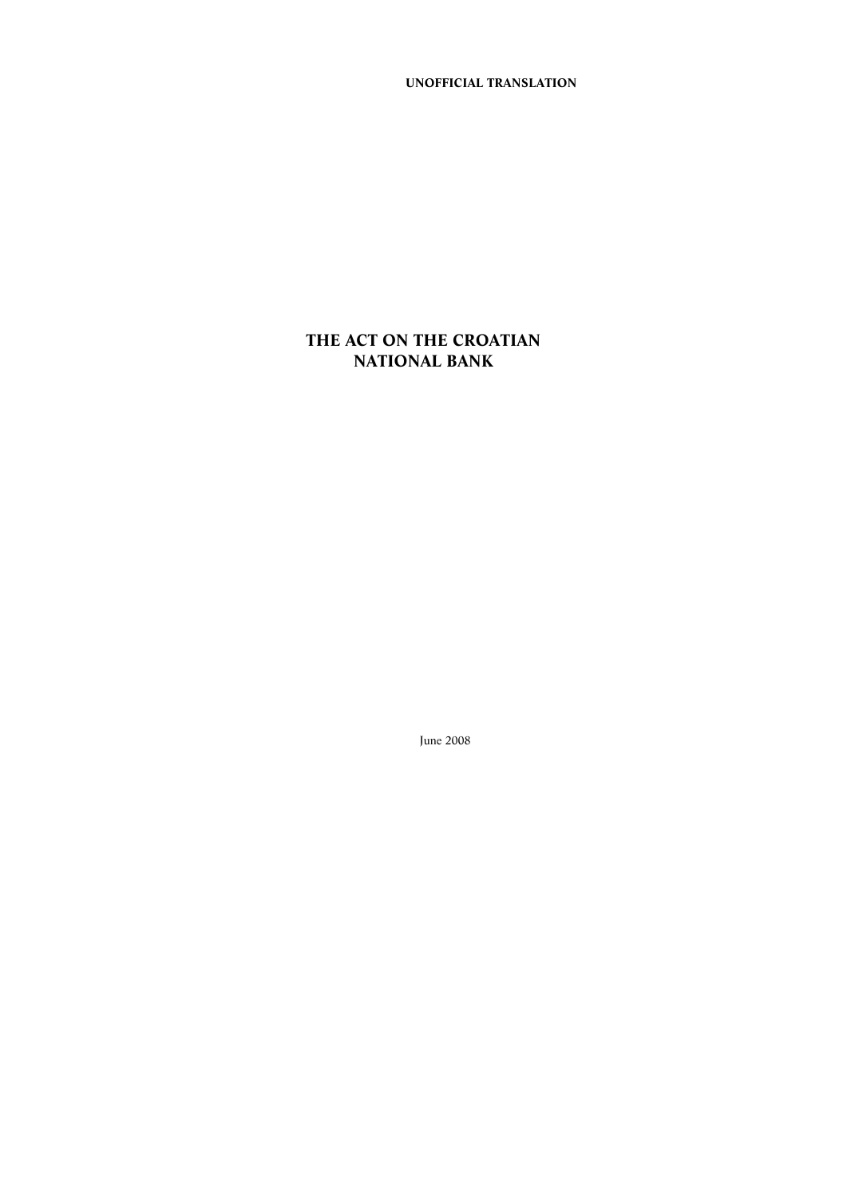**UNOFFICIAL TRANSLATION**

# THE ACT ON THE CROATIAN NATIONAL BANK

June 2008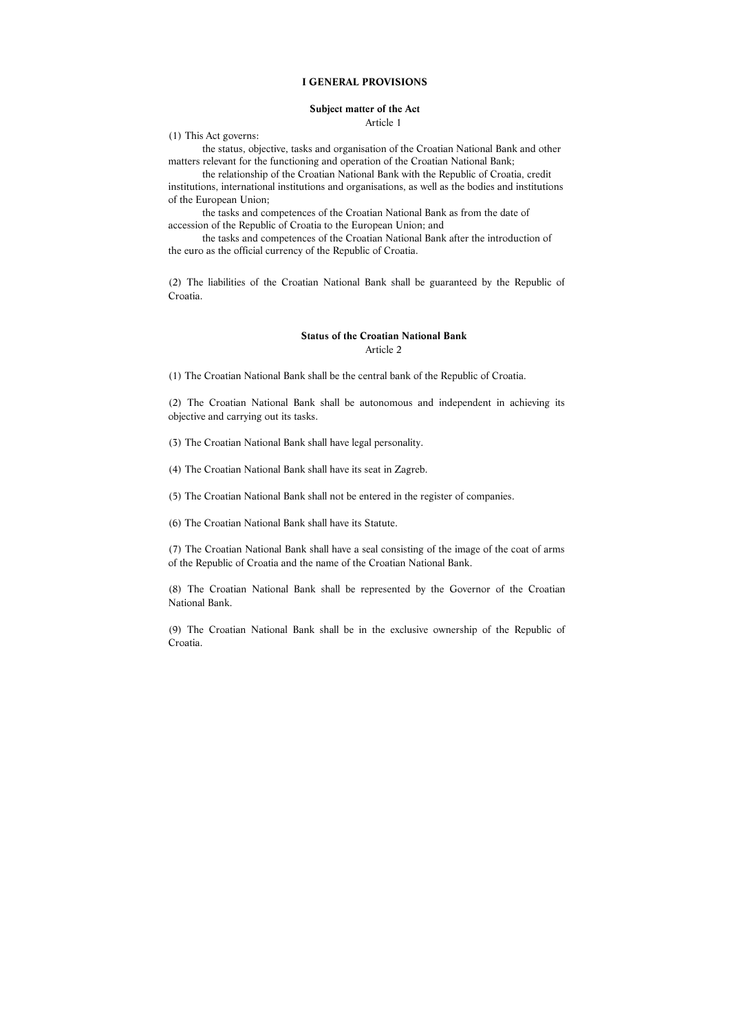# I GENERAL PROVISIONS

## Subject matter of the Act

Article 1

(1) This Act governs:

the status, objective, tasks and organisation of the Croatian National Bank and other matters relevant for the functioning and operation of the Croatian National Bank;

the relationship of the Croatian National Bank with the Republic of Croatia, credit institutions, international institutions and organisations, as well as the bodies and institutions of the European Union;

the tasks and competences of the Croatian National Bank as from the date of accession of the Republic of Croatia to the European Union; and

the tasks and competences of the Croatian National Bank after the introduction of the euro as the official currency of the Republic of Croatia.

(2) The liabilities of the Croatian National Bank shall be guaranteed by the Republic of Croatia.

## Status of the Croatian National Bank

Article 2

(1) The Croatian National Bank shall be the central bank of the Republic of Croatia.

(2) The Croatian National Bank shall be autonomous and independent in achieving its objective and carrying out its tasks.

(3) The Croatian National Bank shall have legal personality.

(4) The Croatian National Bank shall have its seat in Zagreb.

(5) The Croatian National Bank shall not be entered in the register of companies.

(6) The Croatian National Bank shall have its Statute.

(7) The Croatian National Bank shall have a seal consisting of the image of the coat of arms of the Republic of Croatia and the name of the Croatian National Bank.

(8) The Croatian National Bank shall be represented by the Governor of the Croatian National Bank.

(9) The Croatian National Bank shall be in the exclusive ownership of the Republic of Croatia.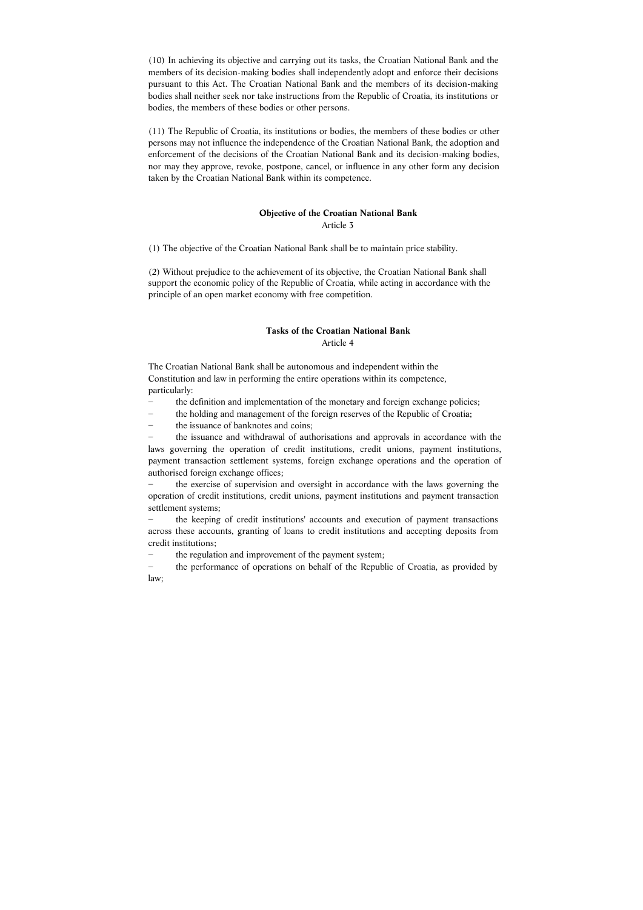(10) In achieving its objective and carrying out its tasks, the Croatian National Bank and the members of its decision-making bodies shall independently adopt and enforce their decisions pursuant to this Act. The Croatian National Bank and the members of its decision-making bodies shall neither seek nor take instructions from the Republic of Croatia, its institutions or bodies, the members of these bodies or other persons.

(11) The Republic of Croatia, its institutions or bodies, the members of these bodies or other persons may not influence the independence of the Croatian National Bank, the adoption and enforcement of the decisions of the Croatian National Bank and its decision-making bodies, nor may they approve, revoke, postpone, cancel, or influence in any other form any decision taken by the Croatian National Bank within its competence.

### Objective of the Croatian National Bank

Article 3

(1) The objective of the Croatian National Bank shall be to maintain price stability.

(2) Without prejudice to the achievement of its objective, the Croatian National Bank shall support the economic policy of the Republic of Croatia, while acting in accordance with the principle of an open market economy with free competition.

### Tasks of the Croatian National Bank

Article 4

The Croatian National Bank shall be autonomous and independent within the Constitution and law in performing the entire operations within its competence, particularly:

- the definition and implementation of the monetary and foreign exchange policies;
- the holding and management of the foreign reserves of the Republic of Croatia;
- the issuance of banknotes and coins;
- the issuance and withdrawal of authorisations and approvals in accordance with the laws governing the operation of credit institutions, credit unions, payment institutions, payment transaction settlement systems, foreign exchange operations and the operation of authorised foreign exchange offices;
- the exercise of supervision and oversight in accordance with the laws governing the operation of credit institutions, credit unions, payment institutions and payment transaction settlement systems;
- the keeping of credit institutions' accounts and execution of payment transactions across these accounts, granting of loans to credit institutions and accepting deposits from credit institutions;
- the regulation and improvement of the payment system;
- the performance of operations on behalf of the Republic of Croatia, as provided by law;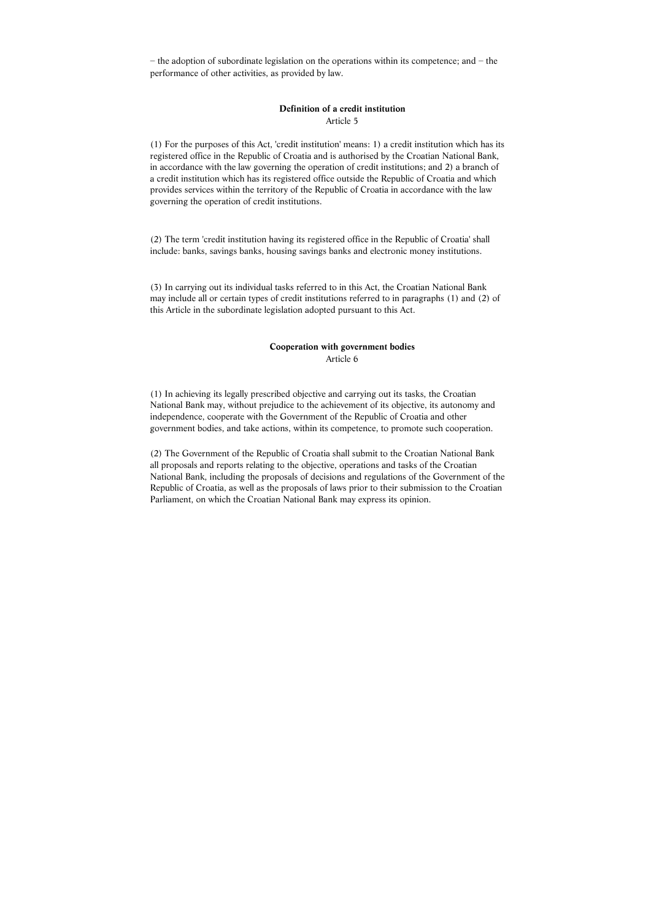– the adoption of subordinate legislation on the operations within its competence; and – the performance of other activities, as provided by law.

**Definition of a credit institution**

Article 5

(1) For the purposes of this Act, 'credit institution' means: 1) a credit institution which has its registered office in the Republic of Croatia and is authorised by the Croatian National Bank, in accordance with the law governing the operation of credit institutions; and 2) a branch of a credit institution which has its registered office outside the Republic of Croatia and which provides services within the territory of the Republic of Croatia in accordance with the law governing the operation of credit institutions.

(2) The term 'credit institution having its registered office in the Republic of Croatia' shall include: banks, savings banks, housing savings banks and electronic money institutions.

(3) In carrying out its individual tasks referred to in this Act, the Croatian National Bank may include all or certain types of credit institutions referred to in paragraphs (1) and (2) of this Article in the subordinate legislation adopted pursuant to this Act.

**Cooperation with government bodies**

Article 6

(1) In achieving its legally prescribed objective and carrying out its tasks, the Croatian National Bank may, without prejudice to the achievement of its objective, its autonomy and independence, cooperate with the Government of the Republic of Croatia and other government bodies, and take actions, within its competence, to promote such cooperation.

(2) The Government of the Republic of Croatia shall submit to the Croatian National Bank all proposals and reports relating to the objective, operations and tasks of the Croatian National Bank, including the proposals of decisions and regulations of the Government of the Republic of Croatia, as well as the proposals of laws prior to their submission to the Croatian Parliament, on which the Croatian National Bank may express its opinion.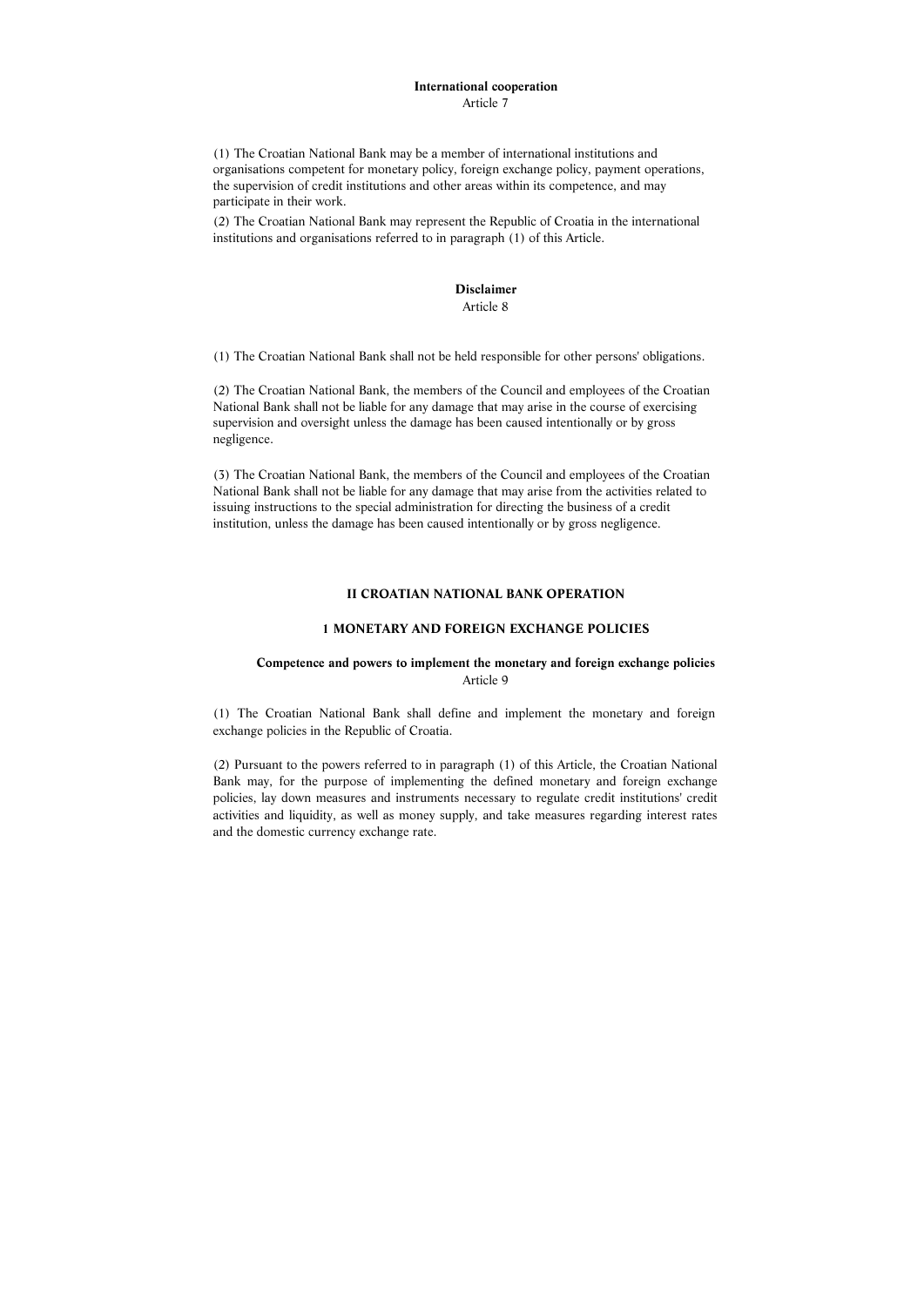**International cooperation**
Article 7

(1) The Croatian National Bank may be a member of international institutions and organisations competent for monetary policy, foreign exchange policy, payment operations, the supervision of credit institutions and other areas within its competence, and may participate in their work.

(2) The Croatian National Bank may represent the Republic of Croatia in the international institutions and organisations referred to in paragraph (1) of this Article.

**Disclaimer**
Article 8

(1) The Croatian National Bank shall not be held responsible for other persons' obligations.

(2) The Croatian National Bank, the members of the Council and employees of the Croatian National Bank shall not be liable for any damage that may arise in the course of exercising supervision and oversight unless the damage has been caused intentionally or by gross negligence.

(3) The Croatian National Bank, the members of the Council and employees of the Croatian National Bank shall not be liable for any damage that may arise from the activities related to issuing instructions to the special administration for directing the business of a credit institution, unless the damage has been caused intentionally or by gross negligence.

## II CROATIAN NATIONAL BANK OPERATION

### 1 MONETARY AND FOREIGN EXCHANGE POLICIES

**Competence and powers to implement the monetary and foreign exchange policies**
Article 9

(1) The Croatian National Bank shall define and implement the monetary and foreign exchange policies in the Republic of Croatia.

(2) Pursuant to the powers referred to in paragraph (1) of this Article, the Croatian National Bank may, for the purpose of implementing the defined monetary and foreign exchange policies, lay down measures and instruments necessary to regulate credit institutions' credit activities and liquidity, as well as money supply, and take measures regarding interest rates and the domestic currency exchange rate.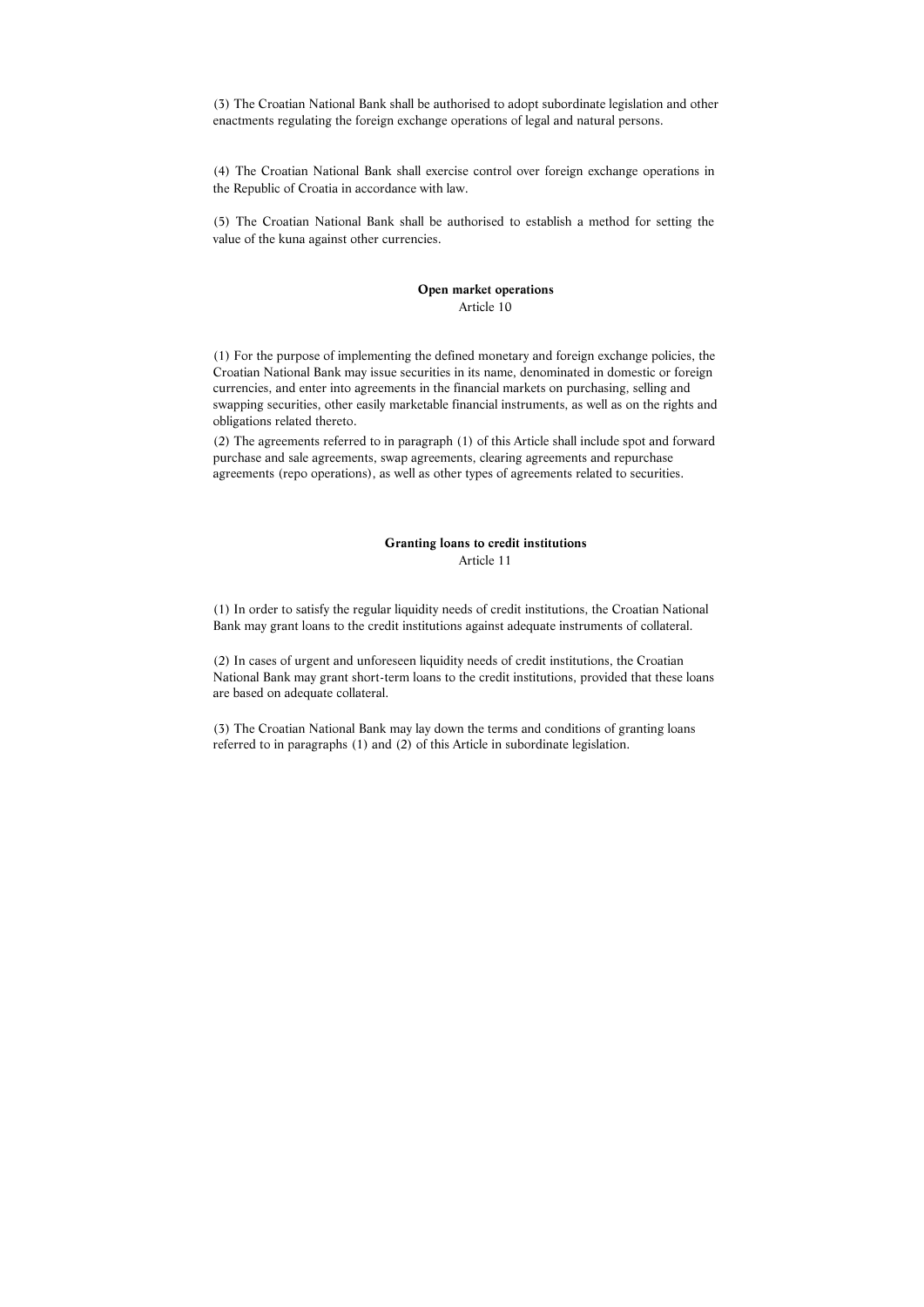(3) The Croatian National Bank shall be authorised to adopt subordinate legislation and other enactments regulating the foreign exchange operations of legal and natural persons.

(4) The Croatian National Bank shall exercise control over foreign exchange operations in the Republic of Croatia in accordance with law.

(5) The Croatian National Bank shall be authorised to establish a method for setting the value of the kuna against other currencies.

**Open market operations**
Article 10

(1) For the purpose of implementing the defined monetary and foreign exchange policies, the Croatian National Bank may issue securities in its name, denominated in domestic or foreign currencies, and enter into agreements in the financial markets on purchasing, selling and swapping securities, other easily marketable financial instruments, as well as on the rights and obligations related thereto.

(2) The agreements referred to in paragraph (1) of this Article shall include spot and forward purchase and sale agreements, swap agreements, clearing agreements and repurchase agreements (repo operations), as well as other types of agreements related to securities.

**Granting loans to credit institutions**
Article 11

(1) In order to satisfy the regular liquidity needs of credit institutions, the Croatian National Bank may grant loans to the credit institutions against adequate instruments of collateral.

(2) In cases of urgent and unforeseen liquidity needs of credit institutions, the Croatian National Bank may grant short-term loans to the credit institutions, provided that these loans are based on adequate collateral.

(3) The Croatian National Bank may lay down the terms and conditions of granting loans referred to in paragraphs (1) and (2) of this Article in subordinate legislation.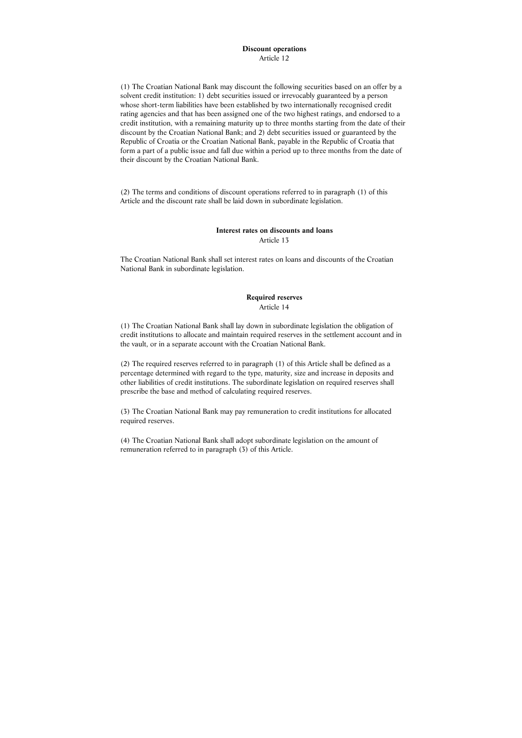**Discount operations**

Article 12

(1) The Croatian National Bank may discount the following securities based on an offer by a solvent credit institution: 1) debt securities issued or irrevocably guaranteed by a person whose short-term liabilities have been established by two internationally recognised credit rating agencies and that has been assigned one of the two highest ratings, and endorsed to a credit institution, with a remaining maturity up to three months starting from the date of their discount by the Croatian National Bank; and 2) debt securities issued or guaranteed by the Republic of Croatia or the Croatian National Bank, payable in the Republic of Croatia that form a part of a public issue and fall due within a period up to three months from the date of their discount by the Croatian National Bank.

(2) The terms and conditions of discount operations referred to in paragraph (1) of this Article and the discount rate shall be laid down in subordinate legislation.

**Interest rates on discounts and loans**

Article 13

The Croatian National Bank shall set interest rates on loans and discounts of the Croatian National Bank in subordinate legislation.

**Required reserves**

Article 14

(1) The Croatian National Bank shall lay down in subordinate legislation the obligation of credit institutions to allocate and maintain required reserves in the settlement account and in the vault, or in a separate account with the Croatian National Bank.

(2) The required reserves referred to in paragraph (1) of this Article shall be defined as a percentage determined with regard to the type, maturity, size and increase in deposits and other liabilities of credit institutions. The subordinate legislation on required reserves shall prescribe the base and method of calculating required reserves.

(3) The Croatian National Bank may pay remuneration to credit institutions for allocated required reserves.

(4) The Croatian National Bank shall adopt subordinate legislation on the amount of remuneration referred to in paragraph (3) of this Article.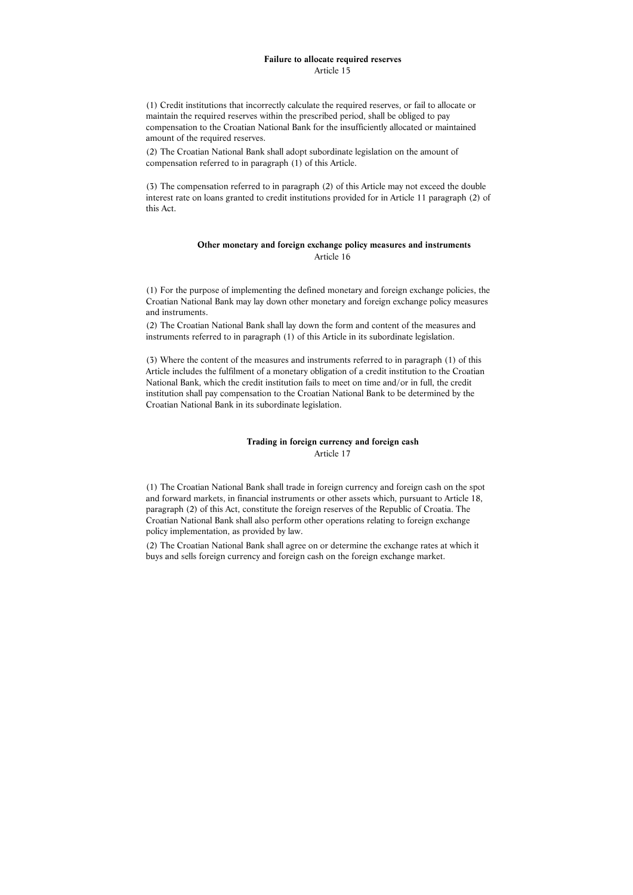### Failure to allocate required reserves

Article 15

(1) Credit institutions that incorrectly calculate the required reserves, or fail to allocate or maintain the required reserves within the prescribed period, shall be obliged to pay compensation to the Croatian National Bank for the insufficiently allocated or maintained amount of the required reserves.

(2) The Croatian National Bank shall adopt subordinate legislation on the amount of compensation referred to in paragraph (1) of this Article.

(3) The compensation referred to in paragraph (2) of this Article may not exceed the double interest rate on loans granted to credit institutions provided for in Article 11 paragraph (2) of this Act.

### Other monetary and foreign exchange policy measures and instruments

Article 16

(1) For the purpose of implementing the defined monetary and foreign exchange policies, the Croatian National Bank may lay down other monetary and foreign exchange policy measures and instruments.

(2) The Croatian National Bank shall lay down the form and content of the measures and instruments referred to in paragraph (1) of this Article in its subordinate legislation.

(3) Where the content of the measures and instruments referred to in paragraph (1) of this Article includes the fulfilment of a monetary obligation of a credit institution to the Croatian National Bank, which the credit institution fails to meet on time and/or in full, the credit institution shall pay compensation to the Croatian National Bank to be determined by the Croatian National Bank in its subordinate legislation.

### Trading in foreign currency and foreign cash

Article 17

(1) The Croatian National Bank shall trade in foreign currency and foreign cash on the spot and forward markets, in financial instruments or other assets which, pursuant to Article 18, paragraph (2) of this Act, constitute the foreign reserves of the Republic of Croatia. The Croatian National Bank shall also perform other operations relating to foreign exchange policy implementation, as provided by law.

(2) The Croatian National Bank shall agree on or determine the exchange rates at which it buys and sells foreign currency and foreign cash on the foreign exchange market.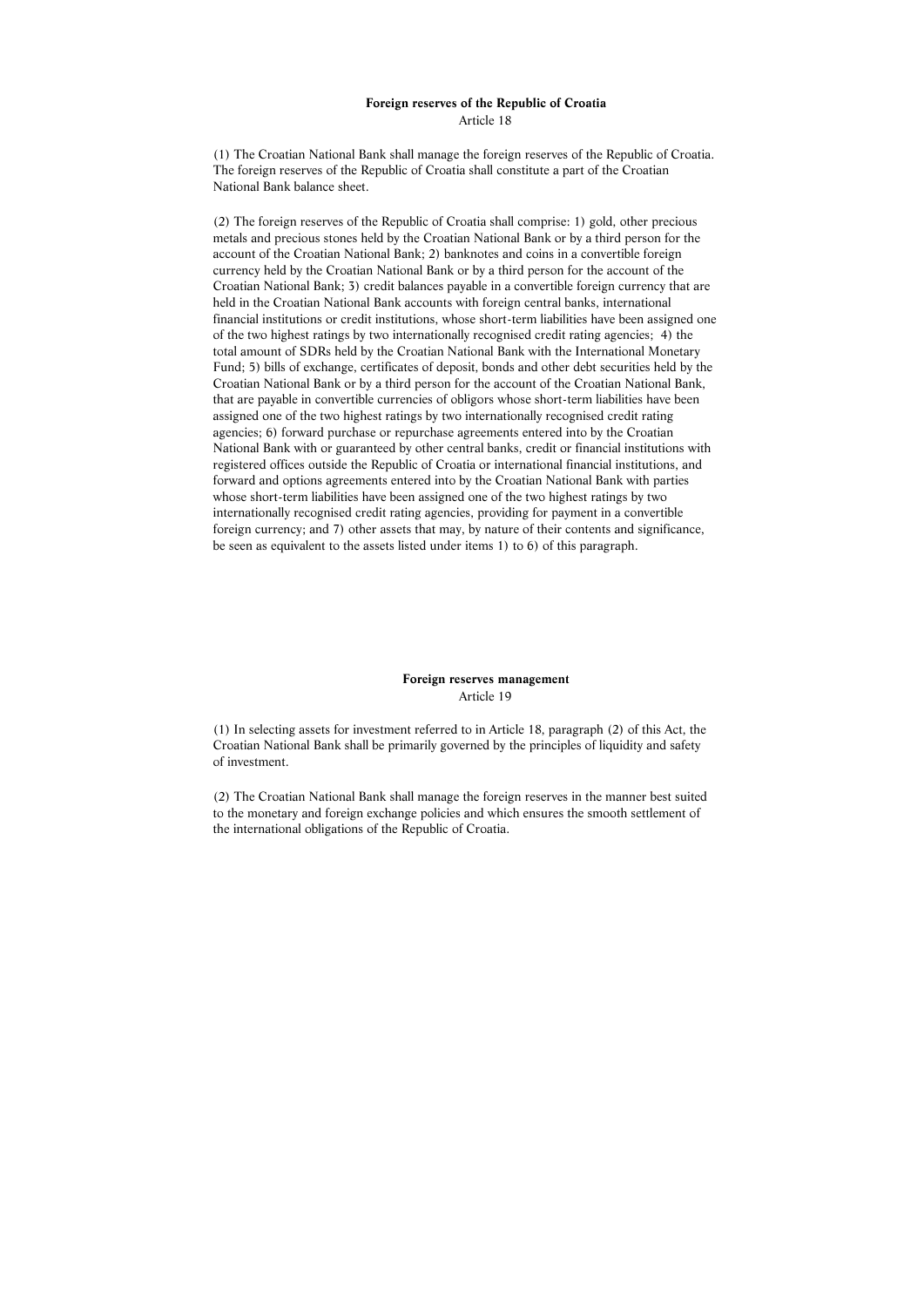**Foreign reserves of the Republic of Croatia**

Article 18

(1) The Croatian National Bank shall manage the foreign reserves of the Republic of Croatia. The foreign reserves of the Republic of Croatia shall constitute a part of the Croatian National Bank balance sheet.

(2) The foreign reserves of the Republic of Croatia shall comprise: 1) gold, other precious metals and precious stones held by the Croatian National Bank or by a third person for the account of the Croatian National Bank; 2) banknotes and coins in a convertible foreign currency held by the Croatian National Bank or by a third person for the account of the Croatian National Bank; 3) credit balances payable in a convertible foreign currency that are held in the Croatian National Bank accounts with foreign central banks, international financial institutions or credit institutions, whose short-term liabilities have been assigned one of the two highest ratings by two internationally recognised credit rating agencies; 4) the total amount of SDRs held by the Croatian National Bank with the International Monetary Fund; 5) bills of exchange, certificates of deposit, bonds and other debt securities held by the Croatian National Bank or by a third person for the account of the Croatian National Bank, that are payable in convertible currencies of obligors whose short-term liabilities have been assigned one of the two highest ratings by two internationally recognised credit rating agencies; 6) forward purchase or repurchase agreements entered into by the Croatian National Bank with or guaranteed by other central banks, credit or financial institutions with registered offices outside the Republic of Croatia or international financial institutions, and forward and options agreements entered into by the Croatian National Bank with parties whose short-term liabilities have been assigned one of the two highest ratings by two internationally recognised credit rating agencies, providing for payment in a convertible foreign currency; and 7) other assets that may, by nature of their contents and significance, be seen as equivalent to the assets listed under items 1) to 6) of this paragraph.

**Foreign reserves management**

Article 19

(1) In selecting assets for investment referred to in Article 18, paragraph (2) of this Act, the Croatian National Bank shall be primarily governed by the principles of liquidity and safety of investment.

(2) The Croatian National Bank shall manage the foreign reserves in the manner best suited to the monetary and foreign exchange policies and which ensures the smooth settlement of the international obligations of the Republic of Croatia.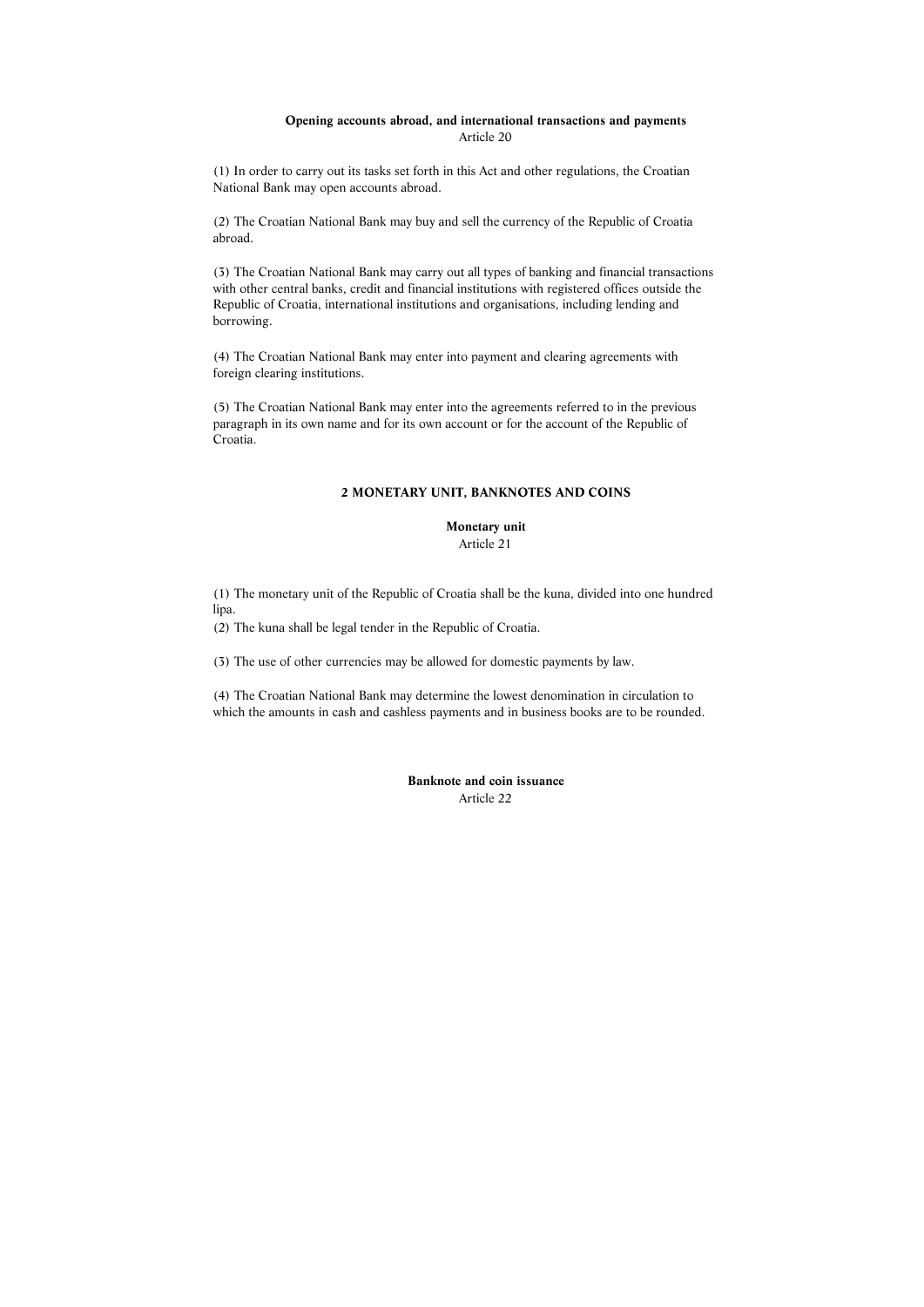**Opening accounts abroad, and international transactions and payments**
Article 20

(1) In order to carry out its tasks set forth in this Act and other regulations, the Croatian National Bank may open accounts abroad.

(2) The Croatian National Bank may buy and sell the currency of the Republic of Croatia abroad.

(3) The Croatian National Bank may carry out all types of banking and financial transactions with other central banks, credit and financial institutions with registered offices outside the Republic of Croatia, international institutions and organisations, including lending and borrowing.

(4) The Croatian National Bank may enter into payment and clearing agreements with foreign clearing institutions.

(5) The Croatian National Bank may enter into the agreements referred to in the previous paragraph in its own name and for its own account or for the account of the Republic of Croatia.

## 2 MONETARY UNIT, BANKNOTES AND COINS

**Monetary unit**
Article 21

(1) The monetary unit of the Republic of Croatia shall be the kuna, divided into one hundred lipa.
(2) The kuna shall be legal tender in the Republic of Croatia.

(3) The use of other currencies may be allowed for domestic payments by law.

(4) The Croatian National Bank may determine the lowest denomination in circulation to which the amounts in cash and cashless payments and in business books are to be rounded.

**Banknote and coin issuance**
Article 22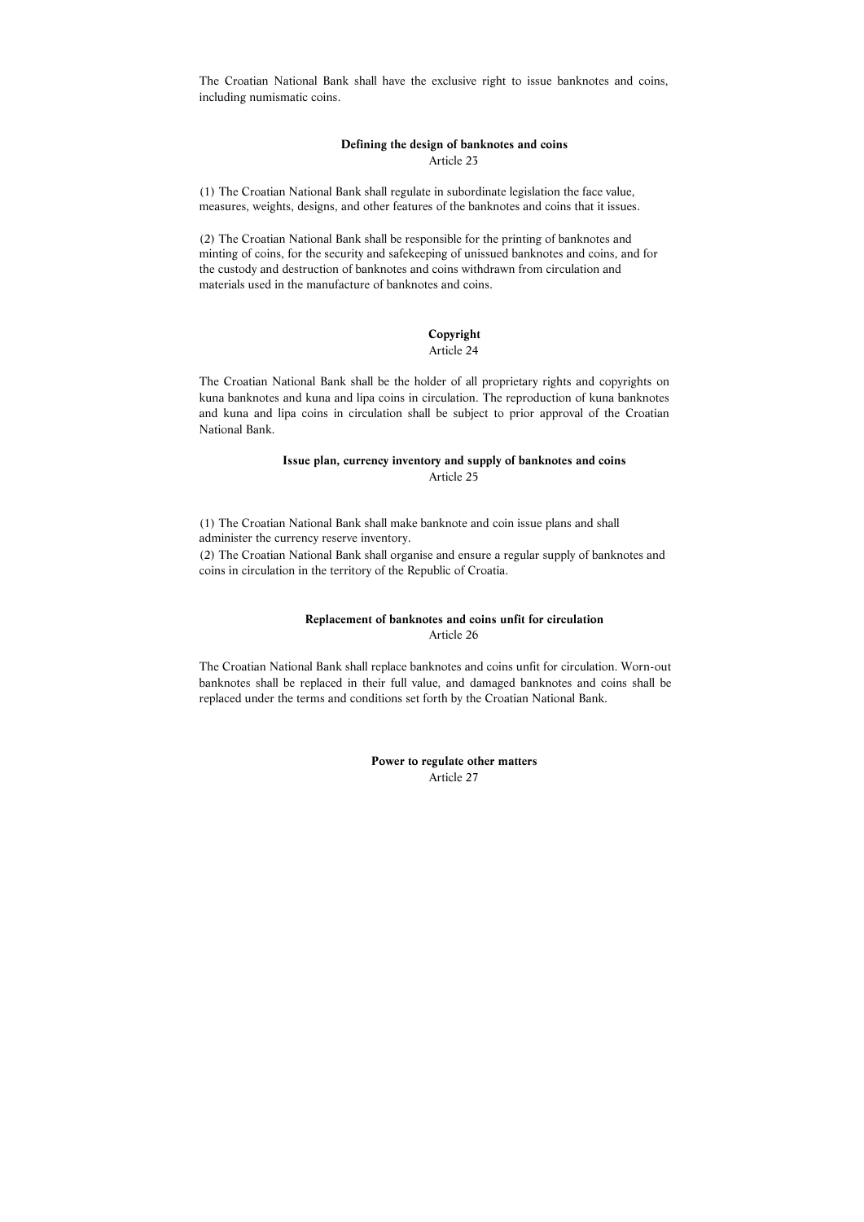The Croatian National Bank shall have the exclusive right to issue banknotes and coins, including numismatic coins.

**Defining the design of banknotes and coins**
Article 23

(1) The Croatian National Bank shall regulate in subordinate legislation the face value, measures, weights, designs, and other features of the banknotes and coins that it issues.

(2) The Croatian National Bank shall be responsible for the printing of banknotes and minting of coins, for the security and safekeeping of unissued banknotes and coins, and for the custody and destruction of banknotes and coins withdrawn from circulation and materials used in the manufacture of banknotes and coins.

**Copyright**
Article 24

The Croatian National Bank shall be the holder of all proprietary rights and copyrights on kuna banknotes and kuna and lipa coins in circulation. The reproduction of kuna banknotes and kuna and lipa coins in circulation shall be subject to prior approval of the Croatian National Bank.

**Issue plan, currency inventory and supply of banknotes and coins**
Article 25

(1) The Croatian National Bank shall make banknote and coin issue plans and shall administer the currency reserve inventory.
(2) The Croatian National Bank shall organise and ensure a regular supply of banknotes and coins in circulation in the territory of the Republic of Croatia.

**Replacement of banknotes and coins unfit for circulation**
Article 26

The Croatian National Bank shall replace banknotes and coins unfit for circulation. Worn-out banknotes shall be replaced in their full value, and damaged banknotes and coins shall be replaced under the terms and conditions set forth by the Croatian National Bank.

**Power to regulate other matters**
Article 27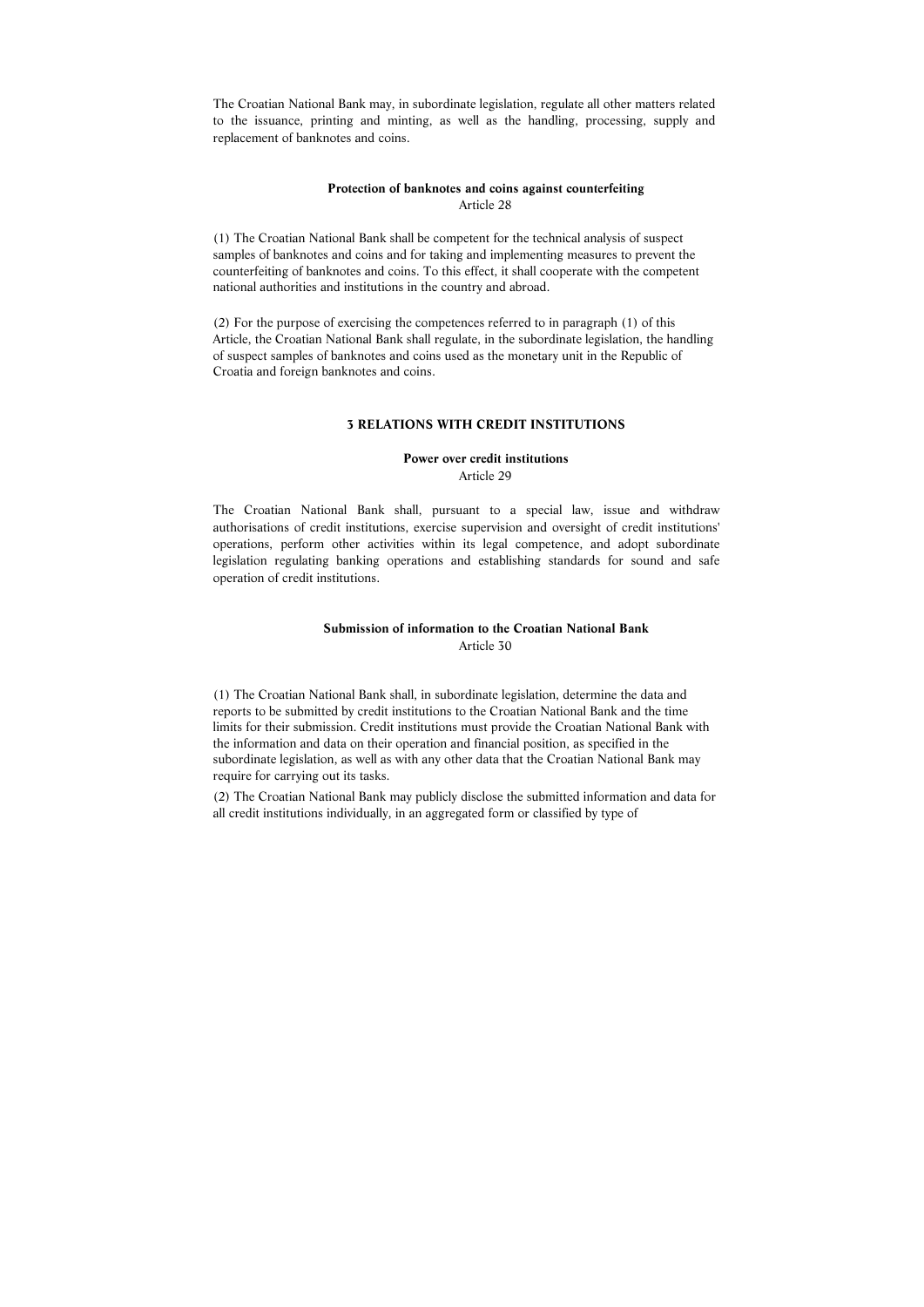The Croatian National Bank may, in subordinate legislation, regulate all other matters related to the issuance, printing and minting, as well as the handling, processing, supply and replacement of banknotes and coins.

### Protection of banknotes and coins against counterfeiting
Article 28

(1) The Croatian National Bank shall be competent for the technical analysis of suspect samples of banknotes and coins and for taking and implementing measures to prevent the counterfeiting of banknotes and coins. To this effect, it shall cooperate with the competent national authorities and institutions in the country and abroad.

(2) For the purpose of exercising the competences referred to in paragraph (1) of this Article, the Croatian National Bank shall regulate, in the subordinate legislation, the handling of suspect samples of banknotes and coins used as the monetary unit in the Republic of Croatia and foreign banknotes and coins.

## 3 RELATIONS WITH CREDIT INSTITUTIONS

### Power over credit institutions
Article 29

The Croatian National Bank shall, pursuant to a special law, issue and withdraw authorisations of credit institutions, exercise supervision and oversight of credit institutions' operations, perform other activities within its legal competence, and adopt subordinate legislation regulating banking operations and establishing standards for sound and safe operation of credit institutions.

### Submission of information to the Croatian National Bank
Article 30

(1) The Croatian National Bank shall, in subordinate legislation, determine the data and reports to be submitted by credit institutions to the Croatian National Bank and the time limits for their submission. Credit institutions must provide the Croatian National Bank with the information and data on their operation and financial position, as specified in the subordinate legislation, as well as with any other data that the Croatian National Bank may require for carrying out its tasks.

(2) The Croatian National Bank may publicly disclose the submitted information and data for all credit institutions individually, in an aggregated form or classified by type of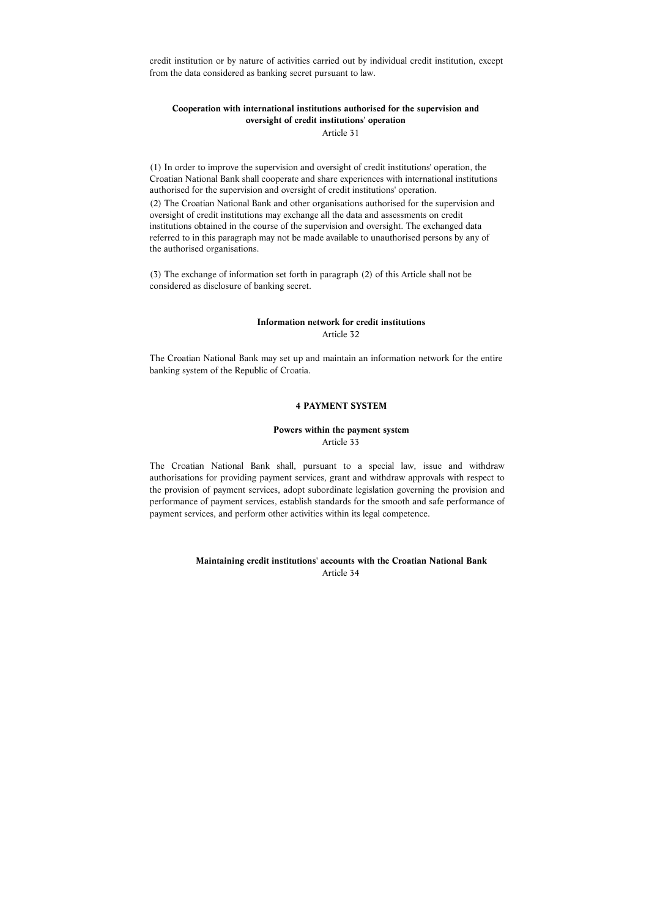credit institution or by nature of activities carried out by individual credit institution, except from the data considered as banking secret pursuant to law.

### Cooperation with international institutions authorised for the supervision and oversight of credit institutions' operation

Article 31

(1) In order to improve the supervision and oversight of credit institutions' operation, the Croatian National Bank shall cooperate and share experiences with international institutions authorised for the supervision and oversight of credit institutions' operation.

(2) The Croatian National Bank and other organisations authorised for the supervision and oversight of credit institutions may exchange all the data and assessments on credit institutions obtained in the course of the supervision and oversight. The exchanged data referred to in this paragraph may not be made available to unauthorised persons by any of the authorised organisations.

(3) The exchange of information set forth in paragraph (2) of this Article shall not be considered as disclosure of banking secret.

### Information network for credit institutions

Article 32

The Croatian National Bank may set up and maintain an information network for the entire banking system of the Republic of Croatia.

## 4 PAYMENT SYSTEM

### Powers within the payment system

Article 33

The Croatian National Bank shall, pursuant to a special law, issue and withdraw authorisations for providing payment services, grant and withdraw approvals with respect to the provision of payment services, adopt subordinate legislation governing the provision and performance of payment services, establish standards for the smooth and safe performance of payment services, and perform other activities within its legal competence.

### Maintaining credit institutions' accounts with the Croatian National Bank

Article 34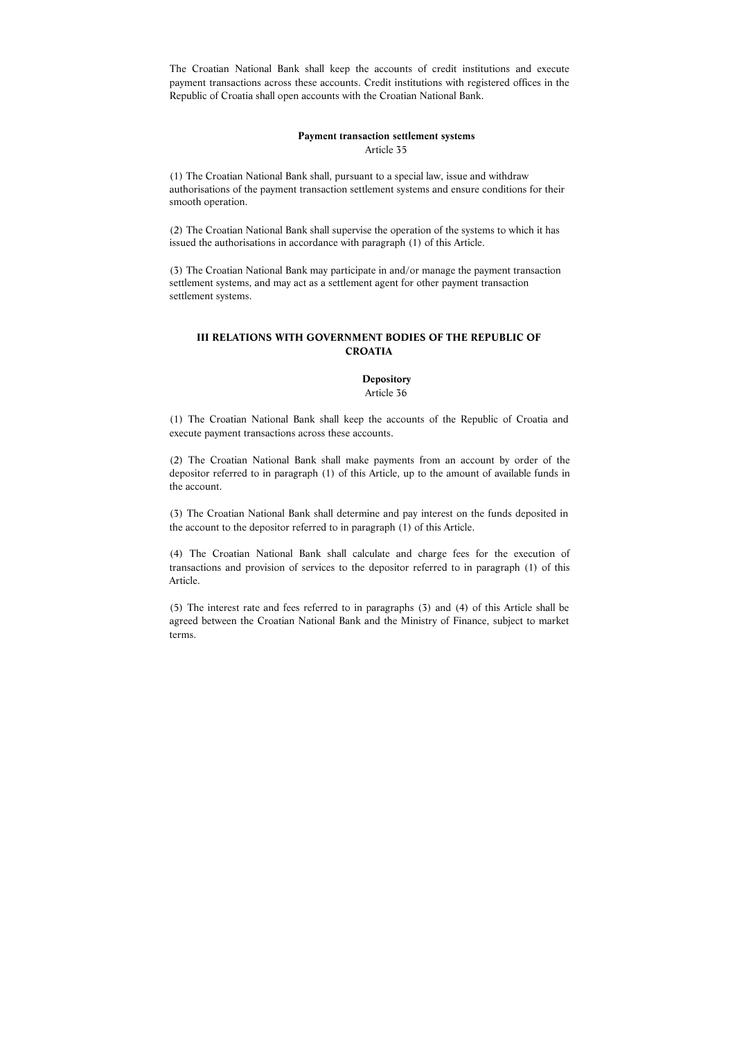The Croatian National Bank shall keep the accounts of credit institutions and execute payment transactions across these accounts. Credit institutions with registered offices in the Republic of Croatia shall open accounts with the Croatian National Bank.

**Payment transaction settlement systems**
Article 35

(1) The Croatian National Bank shall, pursuant to a special law, issue and withdraw authorisations of the payment transaction settlement systems and ensure conditions for their smooth operation.

(2) The Croatian National Bank shall supervise the operation of the systems to which it has issued the authorisations in accordance with paragraph (1) of this Article.

(3) The Croatian National Bank may participate in and/or manage the payment transaction settlement systems, and may act as a settlement agent for other payment transaction settlement systems.

## III RELATIONS WITH GOVERNMENT BODIES OF THE REPUBLIC OF CROATIA

**Depository**
Article 36

(1) The Croatian National Bank shall keep the accounts of the Republic of Croatia and execute payment transactions across these accounts.

(2) The Croatian National Bank shall make payments from an account by order of the depositor referred to in paragraph (1) of this Article, up to the amount of available funds in the account.

(3) The Croatian National Bank shall determine and pay interest on the funds deposited in the account to the depositor referred to in paragraph (1) of this Article.

(4) The Croatian National Bank shall calculate and charge fees for the execution of transactions and provision of services to the depositor referred to in paragraph (1) of this Article.

(5) The interest rate and fees referred to in paragraphs (3) and (4) of this Article shall be agreed between the Croatian National Bank and the Ministry of Finance, subject to market terms.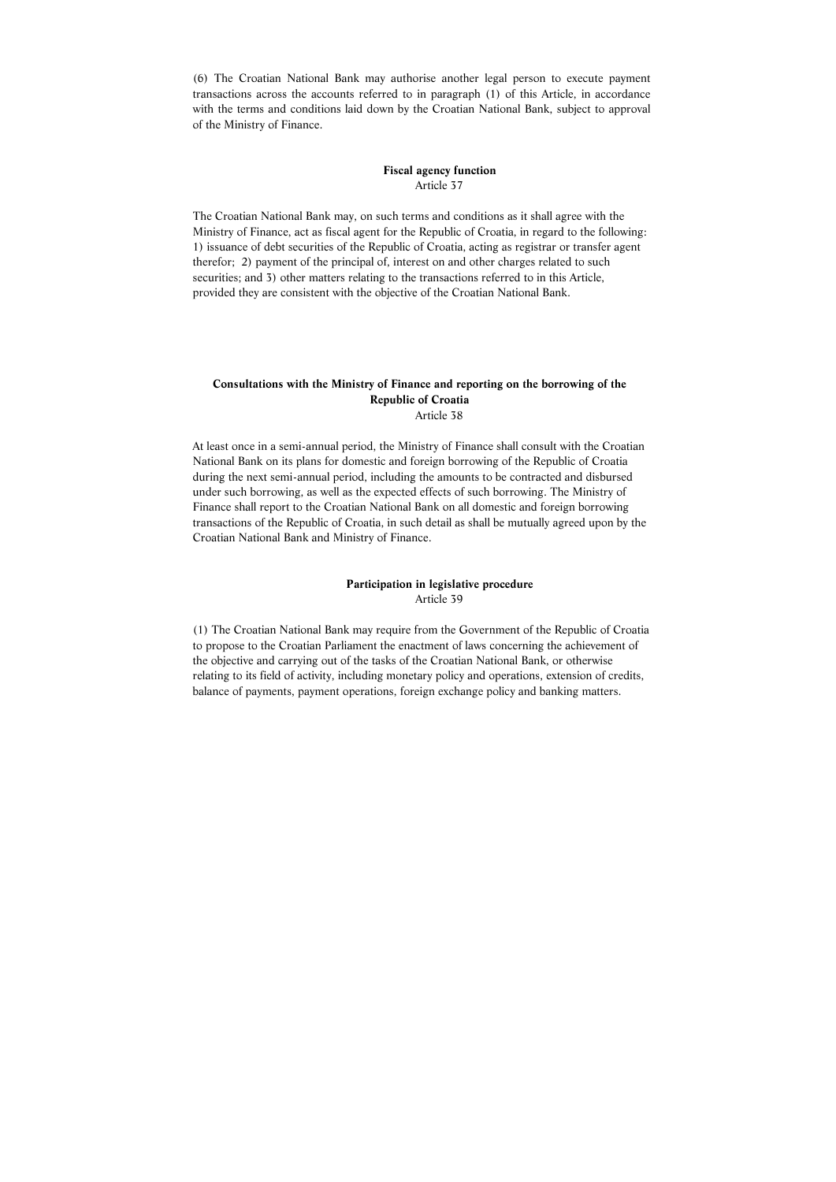(6) The Croatian National Bank may authorise another legal person to execute payment transactions across the accounts referred to in paragraph (1) of this Article, in accordance with the terms and conditions laid down by the Croatian National Bank, subject to approval of the Ministry of Finance.

**Fiscal agency function**
Article 37

The Croatian National Bank may, on such terms and conditions as it shall agree with the Ministry of Finance, act as fiscal agent for the Republic of Croatia, in regard to the following: 1) issuance of debt securities of the Republic of Croatia, acting as registrar or transfer agent therefor; 2) payment of the principal of, interest on and other charges related to such securities; and 3) other matters relating to the transactions referred to in this Article, provided they are consistent with the objective of the Croatian National Bank.

**Consultations with the Ministry of Finance and reporting on the borrowing of the Republic of Croatia**
Article 38

At least once in a semi-annual period, the Ministry of Finance shall consult with the Croatian National Bank on its plans for domestic and foreign borrowing of the Republic of Croatia during the next semi-annual period, including the amounts to be contracted and disbursed under such borrowing, as well as the expected effects of such borrowing. The Ministry of Finance shall report to the Croatian National Bank on all domestic and foreign borrowing transactions of the Republic of Croatia, in such detail as shall be mutually agreed upon by the Croatian National Bank and Ministry of Finance.

**Participation in legislative procedure**
Article 39

(1) The Croatian National Bank may require from the Government of the Republic of Croatia to propose to the Croatian Parliament the enactment of laws concerning the achievement of the objective and carrying out of the tasks of the Croatian National Bank, or otherwise relating to its field of activity, including monetary policy and operations, extension of credits, balance of payments, payment operations, foreign exchange policy and banking matters.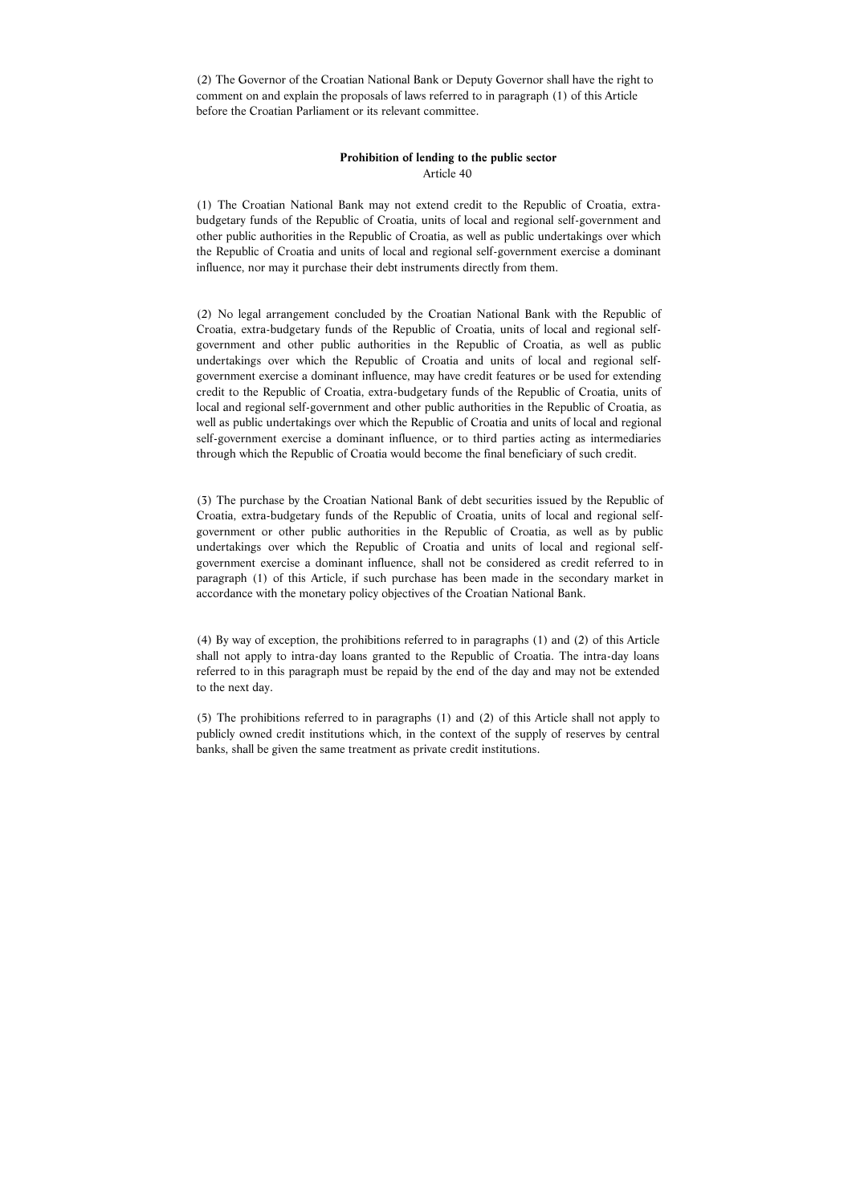(2) The Governor of the Croatian National Bank or Deputy Governor shall have the right to comment on and explain the proposals of laws referred to in paragraph (1) of this Article before the Croatian Parliament or its relevant committee.

**Prohibition of lending to the public sector**
Article 40

(1) The Croatian National Bank may not extend credit to the Republic of Croatia, extra-budgetary funds of the Republic of Croatia, units of local and regional self-government and other public authorities in the Republic of Croatia, as well as public undertakings over which the Republic of Croatia and units of local and regional self-government exercise a dominant influence, nor may it purchase their debt instruments directly from them.

(2) No legal arrangement concluded by the Croatian National Bank with the Republic of Croatia, extra-budgetary funds of the Republic of Croatia, units of local and regional self-government and other public authorities in the Republic of Croatia, as well as public undertakings over which the Republic of Croatia and units of local and regional self-government exercise a dominant influence, may have credit features or be used for extending credit to the Republic of Croatia, extra-budgetary funds of the Republic of Croatia, units of local and regional self-government and other public authorities in the Republic of Croatia, as well as public undertakings over which the Republic of Croatia and units of local and regional self-government exercise a dominant influence, or to third parties acting as intermediaries through which the Republic of Croatia would become the final beneficiary of such credit.

(3) The purchase by the Croatian National Bank of debt securities issued by the Republic of Croatia, extra-budgetary funds of the Republic of Croatia, units of local and regional self-government or other public authorities in the Republic of Croatia, as well as by public undertakings over which the Republic of Croatia and units of local and regional self-government exercise a dominant influence, shall not be considered as credit referred to in paragraph (1) of this Article, if such purchase has been made in the secondary market in accordance with the monetary policy objectives of the Croatian National Bank.

(4) By way of exception, the prohibitions referred to in paragraphs (1) and (2) of this Article shall not apply to intra-day loans granted to the Republic of Croatia. The intra-day loans referred to in this paragraph must be repaid by the end of the day and may not be extended to the next day.

(5) The prohibitions referred to in paragraphs (1) and (2) of this Article shall not apply to publicly owned credit institutions which, in the context of the supply of reserves by central banks, shall be given the same treatment as private credit institutions.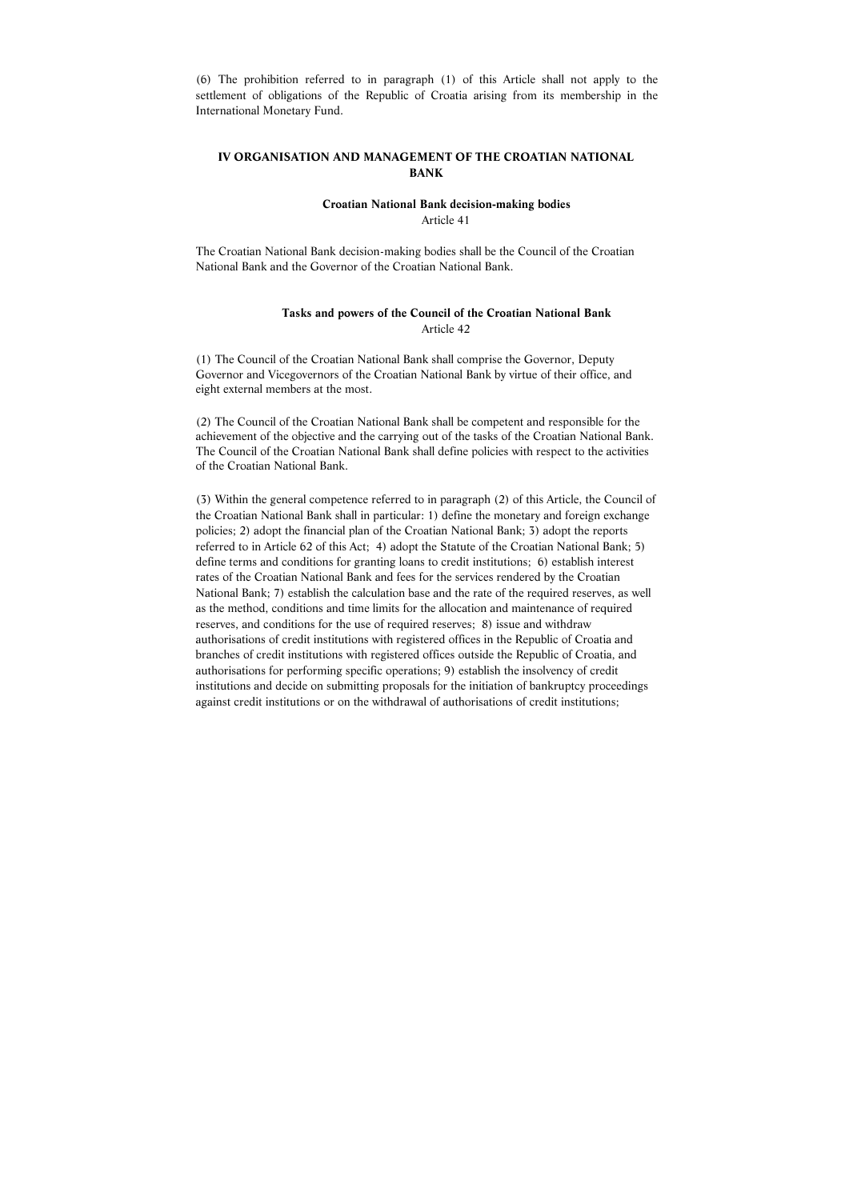(6) The prohibition referred to in paragraph (1) of this Article shall not apply to the settlement of obligations of the Republic of Croatia arising from its membership in the International Monetary Fund.

## IV ORGANISATION AND MANAGEMENT OF THE CROATIAN NATIONAL BANK

### Croatian National Bank decision-making bodies

Article 41

The Croatian National Bank decision-making bodies shall be the Council of the Croatian National Bank and the Governor of the Croatian National Bank.

### Tasks and powers of the Council of the Croatian National Bank

Article 42

(1) The Council of the Croatian National Bank shall comprise the Governor, Deputy Governor and Vicegovernors of the Croatian National Bank by virtue of their office, and eight external members at the most.

(2) The Council of the Croatian National Bank shall be competent and responsible for the achievement of the objective and the carrying out of the tasks of the Croatian National Bank. The Council of the Croatian National Bank shall define policies with respect to the activities of the Croatian National Bank.

(3) Within the general competence referred to in paragraph (2) of this Article, the Council of the Croatian National Bank shall in particular: 1) define the monetary and foreign exchange policies; 2) adopt the financial plan of the Croatian National Bank; 3) adopt the reports referred to in Article 62 of this Act; 4) adopt the Statute of the Croatian National Bank; 5) define terms and conditions for granting loans to credit institutions; 6) establish interest rates of the Croatian National Bank and fees for the services rendered by the Croatian National Bank; 7) establish the calculation base and the rate of the required reserves, as well as the method, conditions and time limits for the allocation and maintenance of required reserves, and conditions for the use of required reserves; 8) issue and withdraw authorisations of credit institutions with registered offices in the Republic of Croatia and branches of credit institutions with registered offices outside the Republic of Croatia, and authorisations for performing specific operations; 9) establish the insolvency of credit institutions and decide on submitting proposals for the initiation of bankruptcy proceedings against credit institutions or on the withdrawal of authorisations of credit institutions;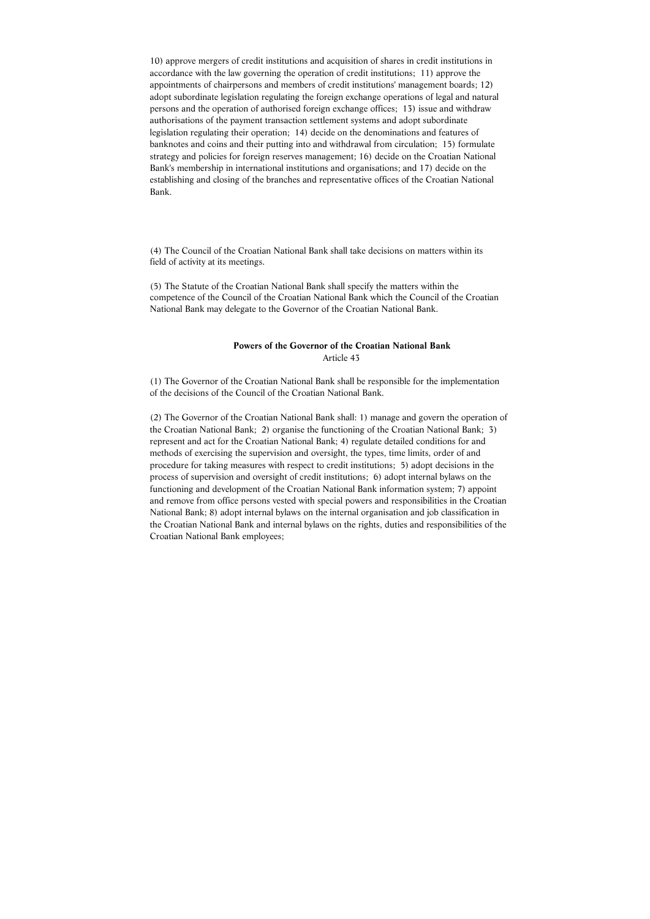10) approve mergers of credit institutions and acquisition of shares in credit institutions in accordance with the law governing the operation of credit institutions; 11) approve the appointments of chairpersons and members of credit institutions' management boards; 12) adopt subordinate legislation regulating the foreign exchange operations of legal and natural persons and the operation of authorised foreign exchange offices; 13) issue and withdraw authorisations of the payment transaction settlement systems and adopt subordinate legislation regulating their operation; 14) decide on the denominations and features of banknotes and coins and their putting into and withdrawal from circulation; 15) formulate strategy and policies for foreign reserves management; 16) decide on the Croatian National Bank's membership in international institutions and organisations; and 17) decide on the establishing and closing of the branches and representative offices of the Croatian National Bank.

(4) The Council of the Croatian National Bank shall take decisions on matters within its field of activity at its meetings.

(5) The Statute of the Croatian National Bank shall specify the matters within the competence of the Council of the Croatian National Bank which the Council of the Croatian National Bank may delegate to the Governor of the Croatian National Bank.

**Powers of the Governor of the Croatian National Bank**
Article 43

(1) The Governor of the Croatian National Bank shall be responsible for the implementation of the decisions of the Council of the Croatian National Bank.

(2) The Governor of the Croatian National Bank shall: 1) manage and govern the operation of the Croatian National Bank; 2) organise the functioning of the Croatian National Bank; 3) represent and act for the Croatian National Bank; 4) regulate detailed conditions for and methods of exercising the supervision and oversight, the types, time limits, order of and procedure for taking measures with respect to credit institutions; 5) adopt decisions in the process of supervision and oversight of credit institutions; 6) adopt internal bylaws on the functioning and development of the Croatian National Bank information system; 7) appoint and remove from office persons vested with special powers and responsibilities in the Croatian National Bank; 8) adopt internal bylaws on the internal organisation and job classification in the Croatian National Bank and internal bylaws on the rights, duties and responsibilities of the Croatian National Bank employees;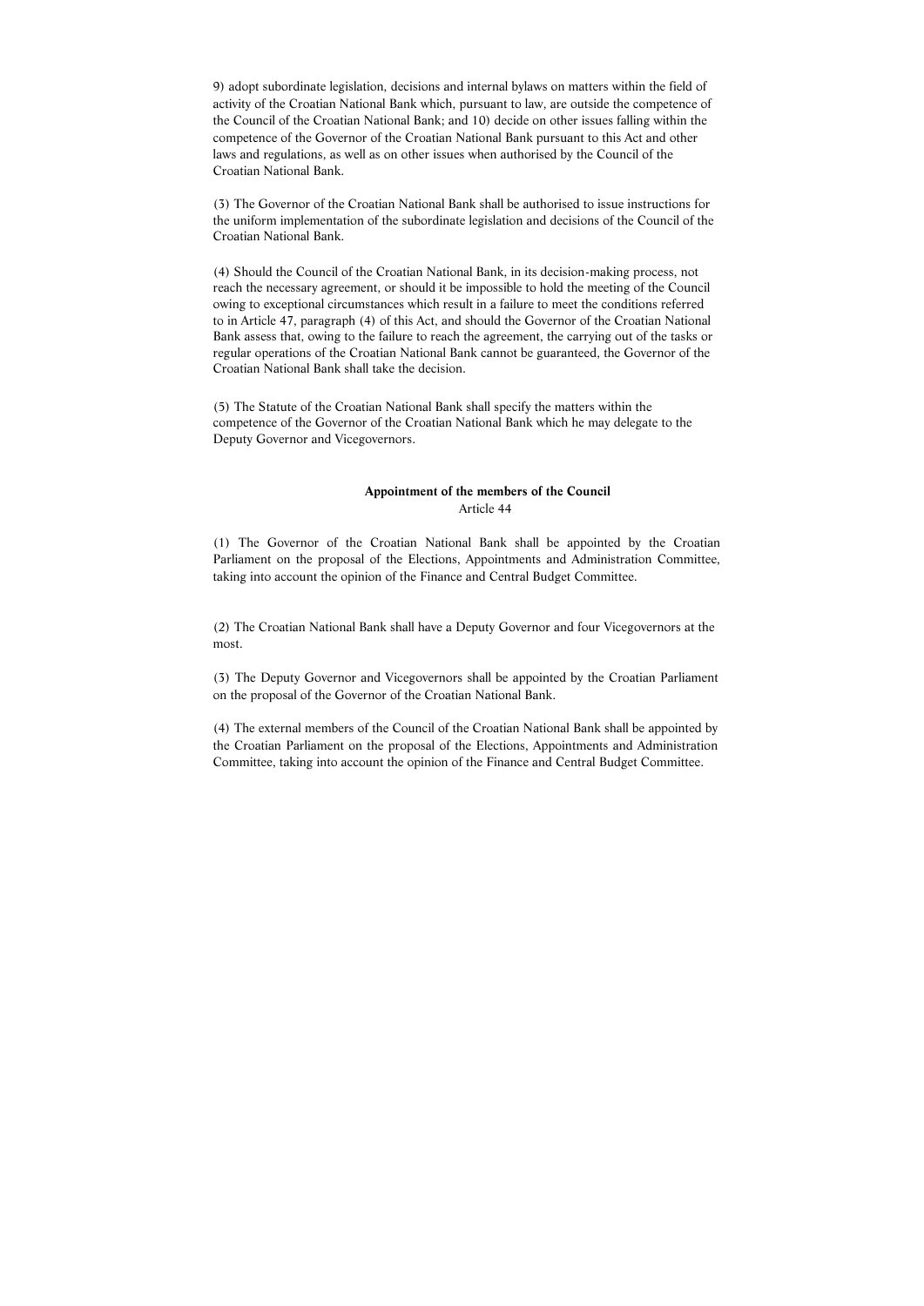9) adopt subordinate legislation, decisions and internal bylaws on matters within the field of activity of the Croatian National Bank which, pursuant to law, are outside the competence of the Council of the Croatian National Bank; and 10) decide on other issues falling within the competence of the Governor of the Croatian National Bank pursuant to this Act and other laws and regulations, as well as on other issues when authorised by the Council of the Croatian National Bank.

(3) The Governor of the Croatian National Bank shall be authorised to issue instructions for the uniform implementation of the subordinate legislation and decisions of the Council of the Croatian National Bank.

(4) Should the Council of the Croatian National Bank, in its decision-making process, not reach the necessary agreement, or should it be impossible to hold the meeting of the Council owing to exceptional circumstances which result in a failure to meet the conditions referred to in Article 47, paragraph (4) of this Act, and should the Governor of the Croatian National Bank assess that, owing to the failure to reach the agreement, the carrying out of the tasks or regular operations of the Croatian National Bank cannot be guaranteed, the Governor of the Croatian National Bank shall take the decision.

(5) The Statute of the Croatian National Bank shall specify the matters within the competence of the Governor of the Croatian National Bank which he may delegate to the Deputy Governor and Vicegovernors.

**Appointment of the members of the Council**
Article 44

(1) The Governor of the Croatian National Bank shall be appointed by the Croatian Parliament on the proposal of the Elections, Appointments and Administration Committee, taking into account the opinion of the Finance and Central Budget Committee.

(2) The Croatian National Bank shall have a Deputy Governor and four Vicegovernors at the most.

(3) The Deputy Governor and Vicegovernors shall be appointed by the Croatian Parliament on the proposal of the Governor of the Croatian National Bank.

(4) The external members of the Council of the Croatian National Bank shall be appointed by the Croatian Parliament on the proposal of the Elections, Appointments and Administration Committee, taking into account the opinion of the Finance and Central Budget Committee.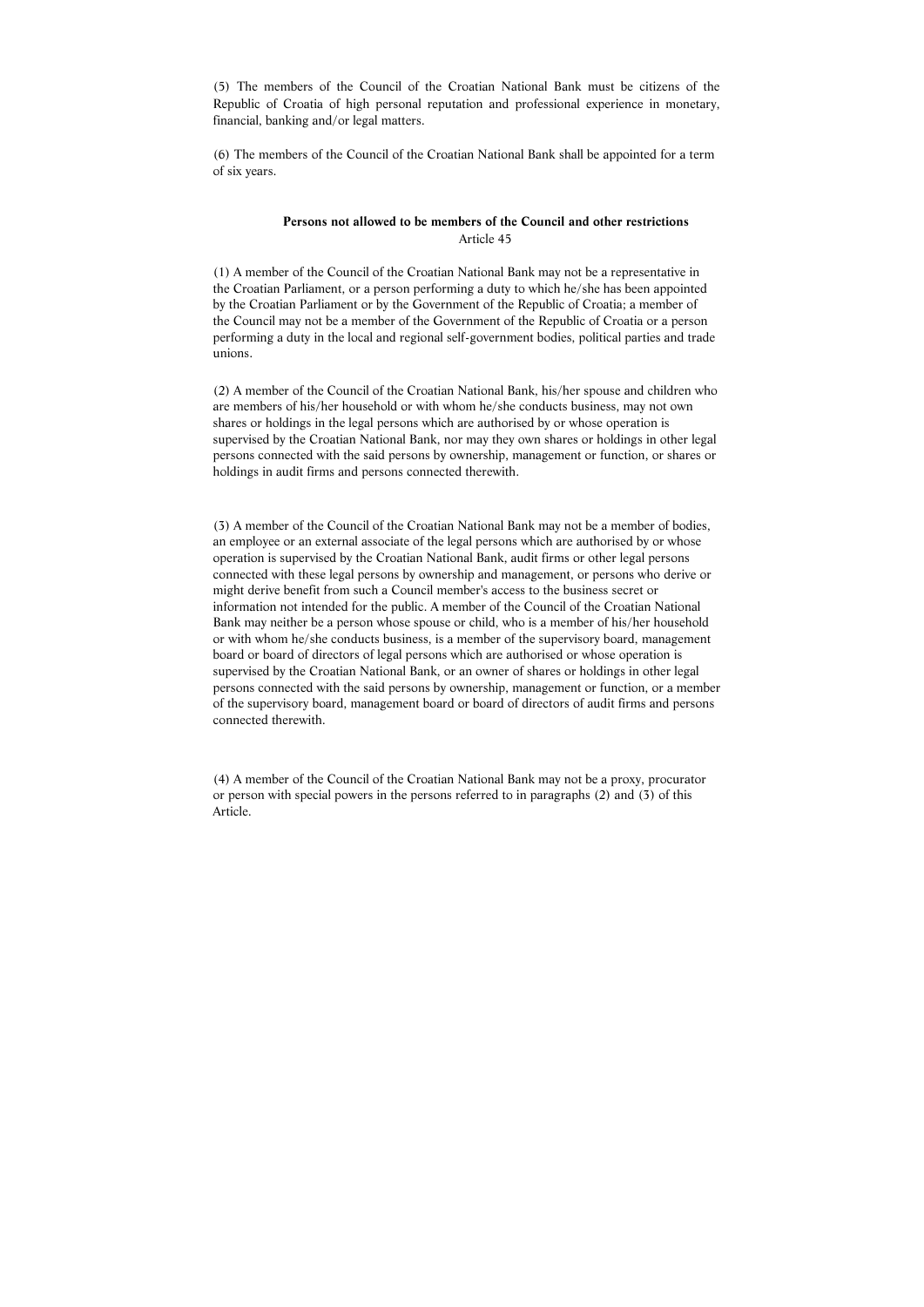(5) The members of the Council of the Croatian National Bank must be citizens of the Republic of Croatia of high personal reputation and professional experience in monetary, financial, banking and/or legal matters.

(6) The members of the Council of the Croatian National Bank shall be appointed for a term of six years.

**Persons not allowed to be members of the Council and other restrictions**

Article 45

(1) A member of the Council of the Croatian National Bank may not be a representative in the Croatian Parliament, or a person performing a duty to which he/she has been appointed by the Croatian Parliament or by the Government of the Republic of Croatia; a member of the Council may not be a member of the Government of the Republic of Croatia or a person performing a duty in the local and regional self-government bodies, political parties and trade unions.

(2) A member of the Council of the Croatian National Bank, his/her spouse and children who are members of his/her household or with whom he/she conducts business, may not own shares or holdings in the legal persons which are authorised by or whose operation is supervised by the Croatian National Bank, nor may they own shares or holdings in other legal persons connected with the said persons by ownership, management or function, or shares or holdings in audit firms and persons connected therewith.

(3) A member of the Council of the Croatian National Bank may not be a member of bodies, an employee or an external associate of the legal persons which are authorised by or whose operation is supervised by the Croatian National Bank, audit firms or other legal persons connected with these legal persons by ownership and management, or persons who derive or might derive benefit from such a Council member's access to the business secret or information not intended for the public. A member of the Council of the Croatian National Bank may neither be a person whose spouse or child, who is a member of his/her household or with whom he/she conducts business, is a member of the supervisory board, management board or board of directors of legal persons which are authorised or whose operation is supervised by the Croatian National Bank, or an owner of shares or holdings in other legal persons connected with the said persons by ownership, management or function, or a member of the supervisory board, management board or board of directors of audit firms and persons connected therewith.

(4) A member of the Council of the Croatian National Bank may not be a proxy, procurator or person with special powers in the persons referred to in paragraphs (2) and (3) of this Article.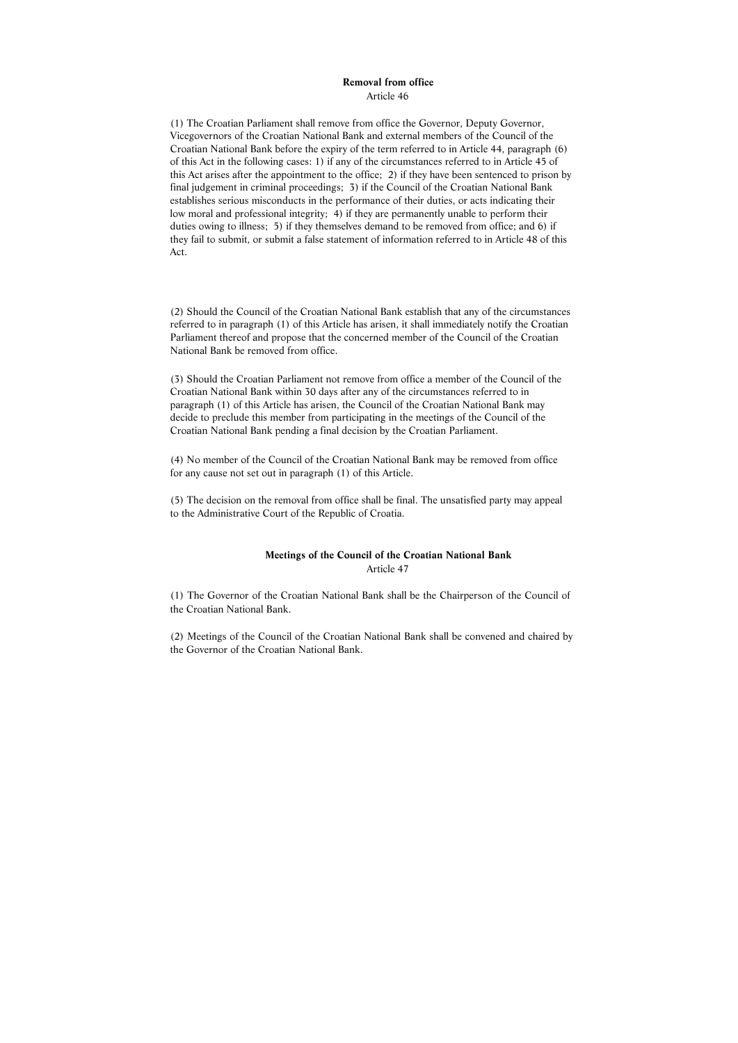### Removal from office

Article 46

(1) The Croatian Parliament shall remove from office the Governor, Deputy Governor, Vicegovernors of the Croatian National Bank and external members of the Council of the Croatian National Bank before the expiry of the term referred to in Article 44, paragraph (6) of this Act in the following cases: 1) if any of the circumstances referred to in Article 45 of this Act arises after the appointment to the office; 2) if they have been sentenced to prison by final judgement in criminal proceedings; 3) if the Council of the Croatian National Bank establishes serious misconducts in the performance of their duties, or acts indicating their low moral and professional integrity; 4) if they are permanently unable to perform their duties owing to illness; 5) if they themselves demand to be removed from office; and 6) if they fail to submit, or submit a false statement of information referred to in Article 48 of this Act.

(2) Should the Council of the Croatian National Bank establish that any of the circumstances referred to in paragraph (1) of this Article has arisen, it shall immediately notify the Croatian Parliament thereof and propose that the concerned member of the Council of the Croatian National Bank be removed from office.

(3) Should the Croatian Parliament not remove from office a member of the Council of the Croatian National Bank within 30 days after any of the circumstances referred to in paragraph (1) of this Article has arisen, the Council of the Croatian National Bank may decide to preclude this member from participating in the meetings of the Council of the Croatian National Bank pending a final decision by the Croatian Parliament.

(4) No member of the Council of the Croatian National Bank may be removed from office for any cause not set out in paragraph (1) of this Article.

(5) The decision on the removal from office shall be final. The unsatisfied party may appeal to the Administrative Court of the Republic of Croatia.

### Meetings of the Council of the Croatian National Bank

Article 47

(1) The Governor of the Croatian National Bank shall be the Chairperson of the Council of the Croatian National Bank.

(2) Meetings of the Council of the Croatian National Bank shall be convened and chaired by the Governor of the Croatian National Bank.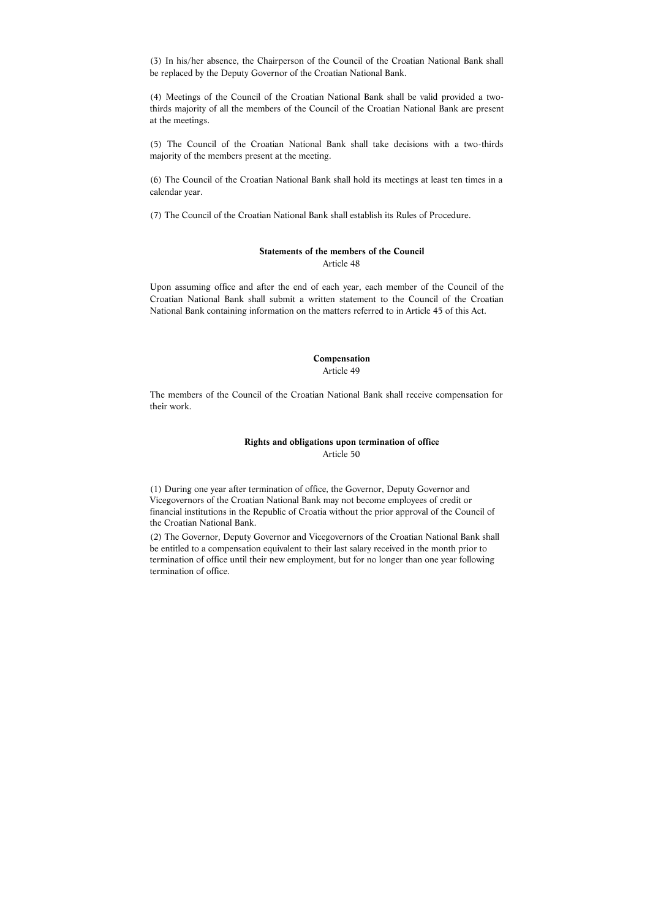(3) In his/her absence, the Chairperson of the Council of the Croatian National Bank shall be replaced by the Deputy Governor of the Croatian National Bank.

(4) Meetings of the Council of the Croatian National Bank shall be valid provided a two-thirds majority of all the members of the Council of the Croatian National Bank are present at the meetings.

(5) The Council of the Croatian National Bank shall take decisions with a two-thirds majority of the members present at the meeting.

(6) The Council of the Croatian National Bank shall hold its meetings at least ten times in a calendar year.

(7) The Council of the Croatian National Bank shall establish its Rules of Procedure.

**Statements of the members of the Council**
Article 48

Upon assuming office and after the end of each year, each member of the Council of the Croatian National Bank shall submit a written statement to the Council of the Croatian National Bank containing information on the matters referred to in Article 45 of this Act.

**Compensation**
Article 49

The members of the Council of the Croatian National Bank shall receive compensation for their work.

**Rights and obligations upon termination of office**
Article 50

(1) During one year after termination of office, the Governor, Deputy Governor and Vicegovernors of the Croatian National Bank may not become employees of credit or financial institutions in the Republic of Croatia without the prior approval of the Council of the Croatian National Bank.

(2) The Governor, Deputy Governor and Vicegovernors of the Croatian National Bank shall be entitled to a compensation equivalent to their last salary received in the month prior to termination of office until their new employment, but for no longer than one year following termination of office.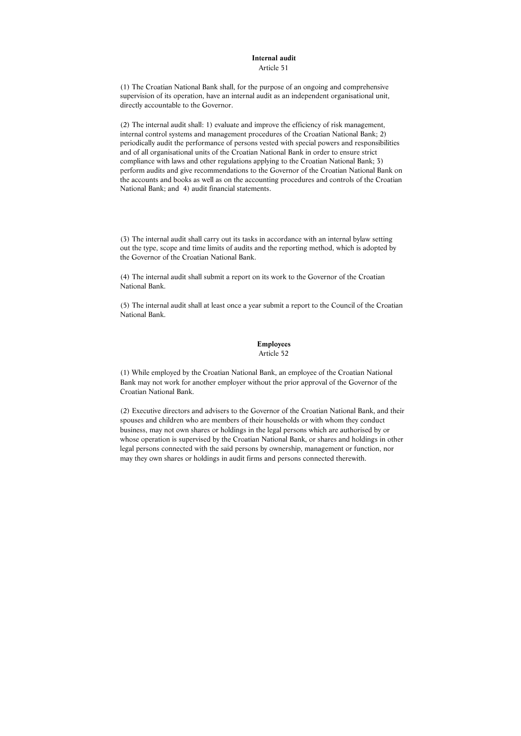**Internal audit**

Article 51

(1) The Croatian National Bank shall, for the purpose of an ongoing and comprehensive supervision of its operation, have an internal audit as an independent organisational unit, directly accountable to the Governor.

(2) The internal audit shall: 1) evaluate and improve the efficiency of risk management, internal control systems and management procedures of the Croatian National Bank; 2) periodically audit the performance of persons vested with special powers and responsibilities and of all organisational units of the Croatian National Bank in order to ensure strict compliance with laws and other regulations applying to the Croatian National Bank; 3) perform audits and give recommendations to the Governor of the Croatian National Bank on the accounts and books as well as on the accounting procedures and controls of the Croatian National Bank; and 4) audit financial statements.

(3) The internal audit shall carry out its tasks in accordance with an internal bylaw setting out the type, scope and time limits of audits and the reporting method, which is adopted by the Governor of the Croatian National Bank.

(4) The internal audit shall submit a report on its work to the Governor of the Croatian National Bank.

(5) The internal audit shall at least once a year submit a report to the Council of the Croatian National Bank.

**Employees**

Article 52

(1) While employed by the Croatian National Bank, an employee of the Croatian National Bank may not work for another employer without the prior approval of the Governor of the Croatian National Bank.

(2) Executive directors and advisers to the Governor of the Croatian National Bank, and their spouses and children who are members of their households or with whom they conduct business, may not own shares or holdings in the legal persons which are authorised by or whose operation is supervised by the Croatian National Bank, or shares and holdings in other legal persons connected with the said persons by ownership, management or function, nor may they own shares or holdings in audit firms and persons connected therewith.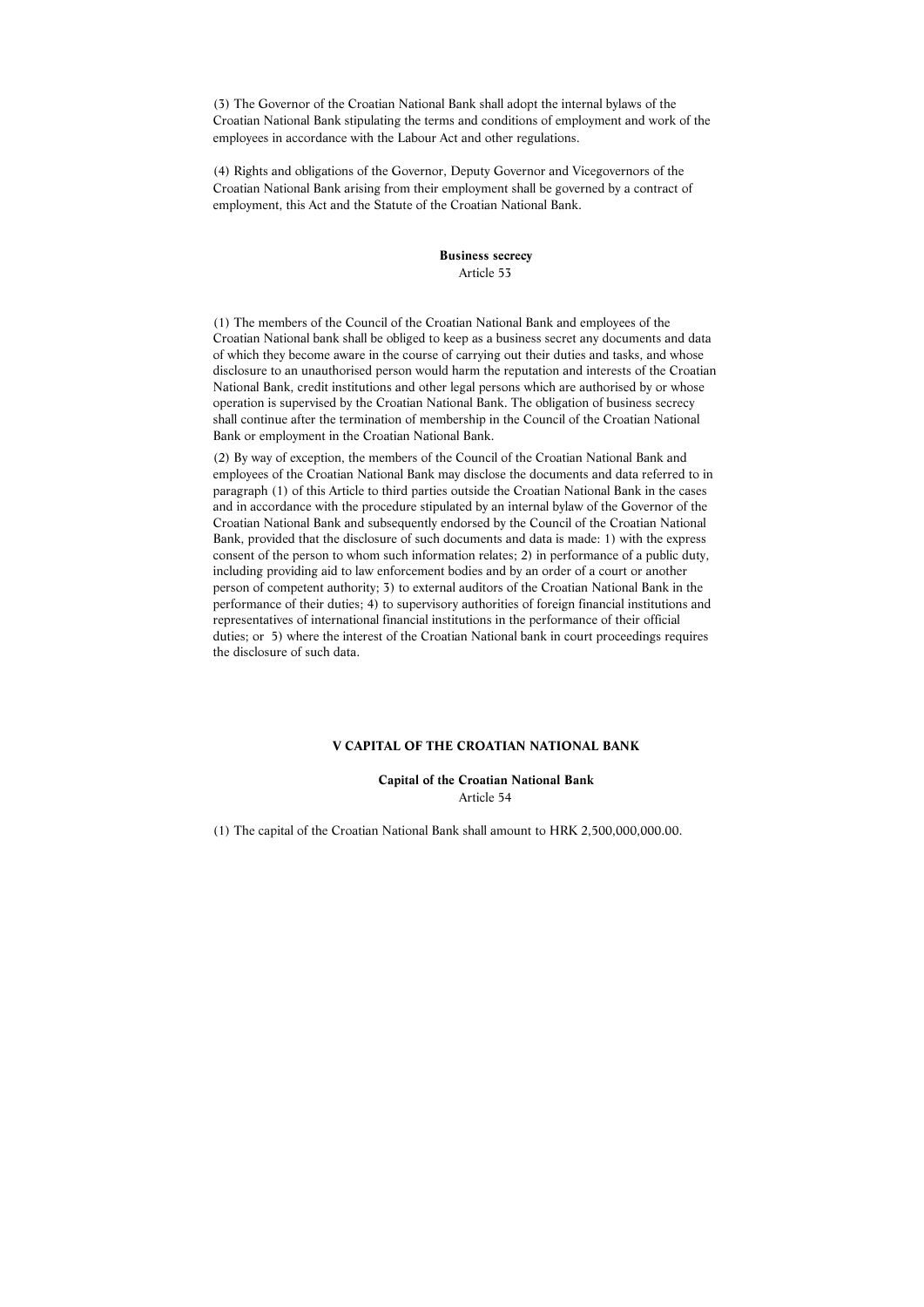(3) The Governor of the Croatian National Bank shall adopt the internal bylaws of the Croatian National Bank stipulating the terms and conditions of employment and work of the employees in accordance with the Labour Act and other regulations.

(4) Rights and obligations of the Governor, Deputy Governor and Vicegovernors of the Croatian National Bank arising from their employment shall be governed by a contract of employment, this Act and the Statute of the Croatian National Bank.

**Business secrecy**

Article 53

(1) The members of the Council of the Croatian National Bank and employees of the Croatian National bank shall be obliged to keep as a business secret any documents and data of which they become aware in the course of carrying out their duties and tasks, and whose disclosure to an unauthorised person would harm the reputation and interests of the Croatian National Bank, credit institutions and other legal persons which are authorised by or whose operation is supervised by the Croatian National Bank. The obligation of business secrecy shall continue after the termination of membership in the Council of the Croatian National Bank or employment in the Croatian National Bank.

(2) By way of exception, the members of the Council of the Croatian National Bank and employees of the Croatian National Bank may disclose the documents and data referred to in paragraph (1) of this Article to third parties outside the Croatian National Bank in the cases and in accordance with the procedure stipulated by an internal bylaw of the Governor of the Croatian National Bank and subsequently endorsed by the Council of the Croatian National Bank, provided that the disclosure of such documents and data is made: 1) with the express consent of the person to whom such information relates; 2) in performance of a public duty, including providing aid to law enforcement bodies and by an order of a court or another person of competent authority; 3) to external auditors of the Croatian National Bank in the performance of their duties; 4) to supervisory authorities of foreign financial institutions and representatives of international financial institutions in the performance of their official duties; or 5) where the interest of the Croatian National bank in court proceedings requires the disclosure of such data.

## V CAPITAL OF THE CROATIAN NATIONAL BANK

**Capital of the Croatian National Bank**

Article 54

(1) The capital of the Croatian National Bank shall amount to HRK 2,500,000,000.00.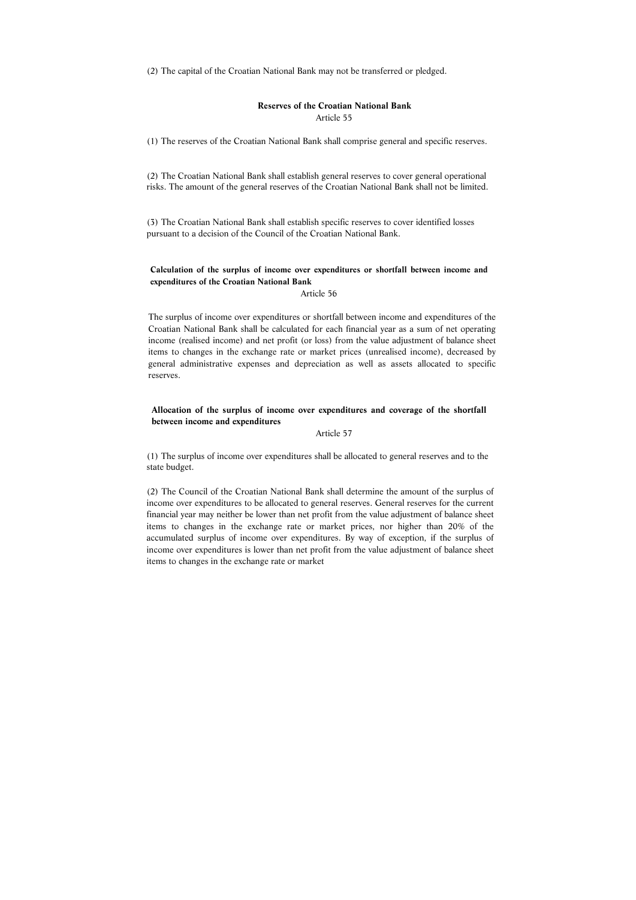(2) The capital of the Croatian National Bank may not be transferred or pledged.

**Reserves of the Croatian National Bank**

Article 55

(1) The reserves of the Croatian National Bank shall comprise general and specific reserves.

(2) The Croatian National Bank shall establish general reserves to cover general operational risks. The amount of the general reserves of the Croatian National Bank shall not be limited.

(3) The Croatian National Bank shall establish specific reserves to cover identified losses pursuant to a decision of the Council of the Croatian National Bank.

**Calculation of the surplus of income over expenditures or shortfall between income and expenditures of the Croatian National Bank**

Article 56

The surplus of income over expenditures or shortfall between income and expenditures of the Croatian National Bank shall be calculated for each financial year as a sum of net operating income (realised income) and net profit (or loss) from the value adjustment of balance sheet items to changes in the exchange rate or market prices (unrealised income), decreased by general administrative expenses and depreciation as well as assets allocated to specific reserves.

**Allocation of the surplus of income over expenditures and coverage of the shortfall between income and expenditures**

Article 57

(1) The surplus of income over expenditures shall be allocated to general reserves and to the state budget.

(2) The Council of the Croatian National Bank shall determine the amount of the surplus of income over expenditures to be allocated to general reserves. General reserves for the current financial year may neither be lower than net profit from the value adjustment of balance sheet items to changes in the exchange rate or market prices, nor higher than 20% of the accumulated surplus of income over expenditures. By way of exception, if the surplus of income over expenditures is lower than net profit from the value adjustment of balance sheet items to changes in the exchange rate or market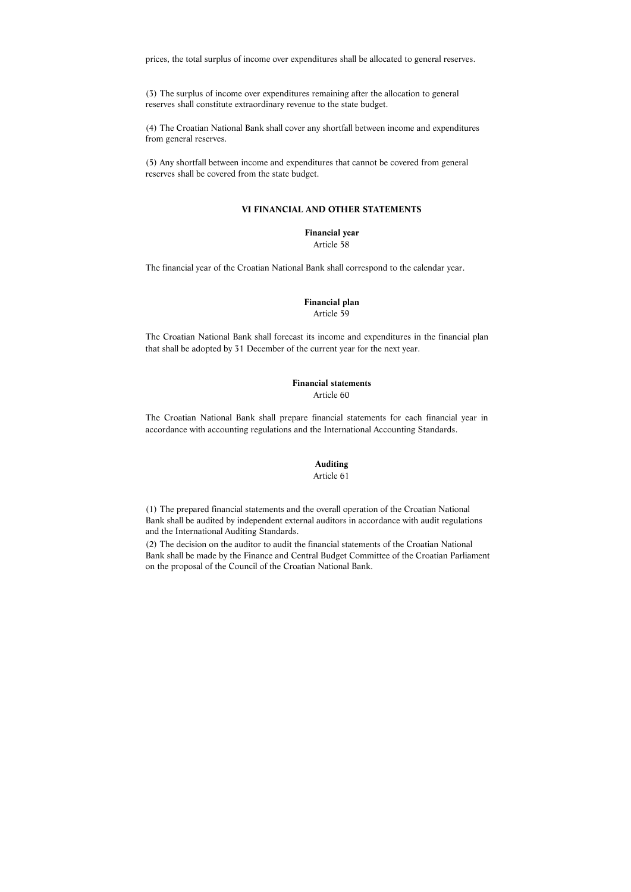prices, the total surplus of income over expenditures shall be allocated to general reserves.

(3) The surplus of income over expenditures remaining after the allocation to general reserves shall constitute extraordinary revenue to the state budget.

(4) The Croatian National Bank shall cover any shortfall between income and expenditures from general reserves.

(5) Any shortfall between income and expenditures that cannot be covered from general reserves shall be covered from the state budget.

## VI FINANCIAL AND OTHER STATEMENTS

**Financial year**
Article 58

The financial year of the Croatian National Bank shall correspond to the calendar year.

**Financial plan**
Article 59

The Croatian National Bank shall forecast its income and expenditures in the financial plan that shall be adopted by 31 December of the current year for the next year.

**Financial statements**
Article 60

The Croatian National Bank shall prepare financial statements for each financial year in accordance with accounting regulations and the International Accounting Standards.

**Auditing**
Article 61

(1) The prepared financial statements and the overall operation of the Croatian National Bank shall be audited by independent external auditors in accordance with audit regulations and the International Auditing Standards.

(2) The decision on the auditor to audit the financial statements of the Croatian National Bank shall be made by the Finance and Central Budget Committee of the Croatian Parliament on the proposal of the Council of the Croatian National Bank.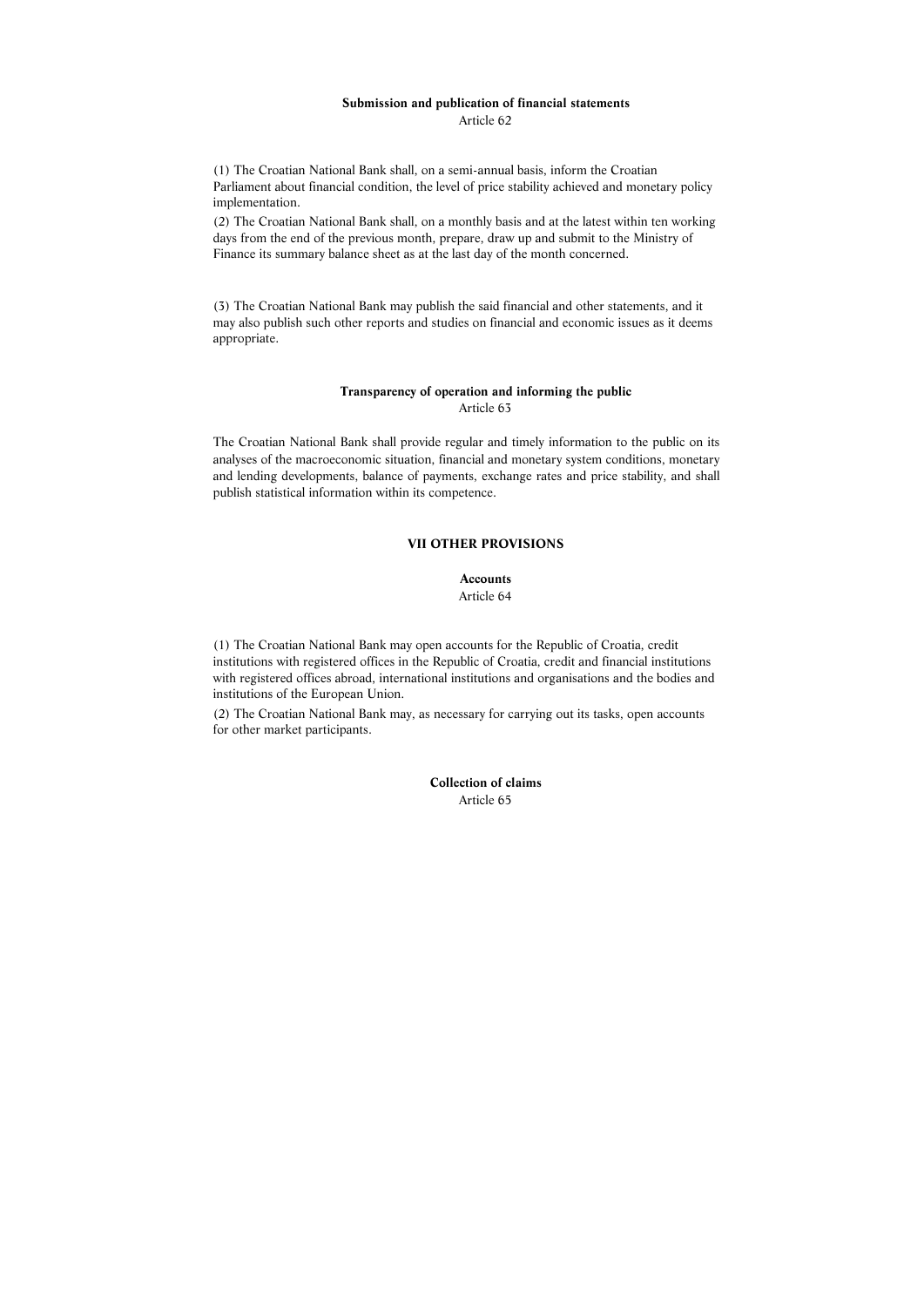**Submission and publication of financial statements**
Article 62

(1) The Croatian National Bank shall, on a semi-annual basis, inform the Croatian Parliament about financial condition, the level of price stability achieved and monetary policy implementation.

(2) The Croatian National Bank shall, on a monthly basis and at the latest within ten working days from the end of the previous month, prepare, draw up and submit to the Ministry of Finance its summary balance sheet as at the last day of the month concerned.

(3) The Croatian National Bank may publish the said financial and other statements, and it may also publish such other reports and studies on financial and economic issues as it deems appropriate.

**Transparency of operation and informing the public**
Article 63

The Croatian National Bank shall provide regular and timely information to the public on its analyses of the macroeconomic situation, financial and monetary system conditions, monetary and lending developments, balance of payments, exchange rates and price stability, and shall publish statistical information within its competence.

## VII OTHER PROVISIONS

**Accounts**
Article 64

(1) The Croatian National Bank may open accounts for the Republic of Croatia, credit institutions with registered offices in the Republic of Croatia, credit and financial institutions with registered offices abroad, international institutions and organisations and the bodies and institutions of the European Union.

(2) The Croatian National Bank may, as necessary for carrying out its tasks, open accounts for other market participants.

**Collection of claims**
Article 65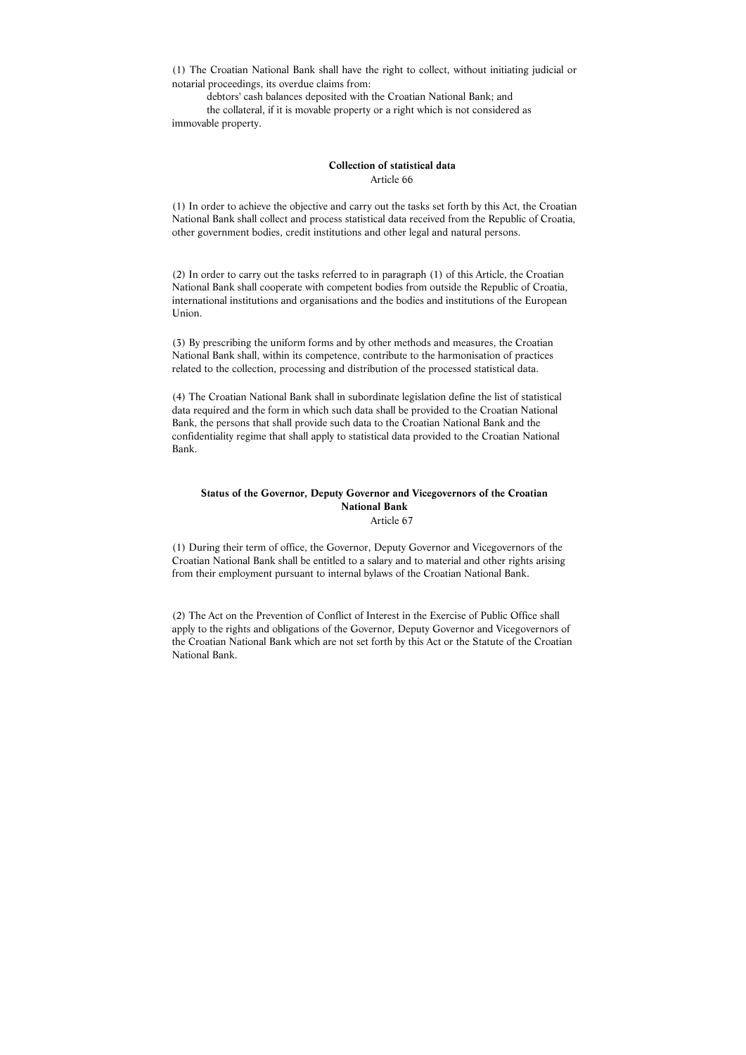(1) The Croatian National Bank shall have the right to collect, without initiating judicial or notarial proceedings, its overdue claims from:

debtors' cash balances deposited with the Croatian National Bank; and

the collateral, if it is movable property or a right which is not considered as immovable property.

### Collection of statistical data

Article 66

(1) In order to achieve the objective and carry out the tasks set forth by this Act, the Croatian National Bank shall collect and process statistical data received from the Republic of Croatia, other government bodies, credit institutions and other legal and natural persons.

(2) In order to carry out the tasks referred to in paragraph (1) of this Article, the Croatian National Bank shall cooperate with competent bodies from outside the Republic of Croatia, international institutions and organisations and the bodies and institutions of the European Union.

(3) By prescribing the uniform forms and by other methods and measures, the Croatian National Bank shall, within its competence, contribute to the harmonisation of practices related to the collection, processing and distribution of the processed statistical data.

(4) The Croatian National Bank shall in subordinate legislation define the list of statistical data required and the form in which such data shall be provided to the Croatian National Bank, the persons that shall provide such data to the Croatian National Bank and the confidentiality regime that shall apply to statistical data provided to the Croatian National Bank.

### Status of the Governor, Deputy Governor and Vicegovernors of the Croatian National Bank

Article 67

(1) During their term of office, the Governor, Deputy Governor and Vicegovernors of the Croatian National Bank shall be entitled to a salary and to material and other rights arising from their employment pursuant to internal bylaws of the Croatian National Bank.

(2) The Act on the Prevention of Conflict of Interest in the Exercise of Public Office shall apply to the rights and obligations of the Governor, Deputy Governor and Vicegovernors of the Croatian National Bank which are not set forth by this Act or the Statute of the Croatian National Bank.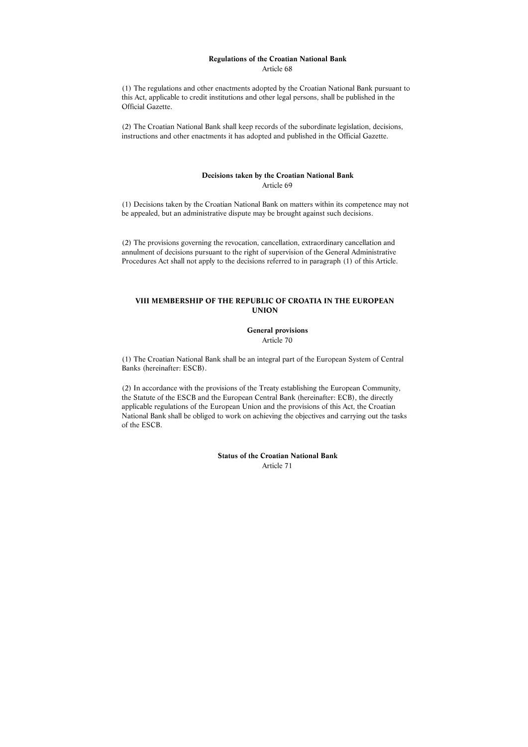### Regulations of the Croatian National Bank

Article 68

(1) The regulations and other enactments adopted by the Croatian National Bank pursuant to this Act, applicable to credit institutions and other legal persons, shall be published in the Official Gazette.

(2) The Croatian National Bank shall keep records of the subordinate legislation, decisions, instructions and other enactments it has adopted and published in the Official Gazette.

### Decisions taken by the Croatian National Bank

Article 69

(1) Decisions taken by the Croatian National Bank on matters within its competence may not be appealed, but an administrative dispute may be brought against such decisions.

(2) The provisions governing the revocation, cancellation, extraordinary cancellation and annulment of decisions pursuant to the right of supervision of the General Administrative Procedures Act shall not apply to the decisions referred to in paragraph (1) of this Article.

## VIII MEMBERSHIP OF THE REPUBLIC OF CROATIA IN THE EUROPEAN UNION

### General provisions

Article 70

(1) The Croatian National Bank shall be an integral part of the European System of Central Banks (hereinafter: ESCB).

(2) In accordance with the provisions of the Treaty establishing the European Community, the Statute of the ESCB and the European Central Bank (hereinafter: ECB), the directly applicable regulations of the European Union and the provisions of this Act, the Croatian National Bank shall be obliged to work on achieving the objectives and carrying out the tasks of the ESCB.

### Status of the Croatian National Bank

Article 71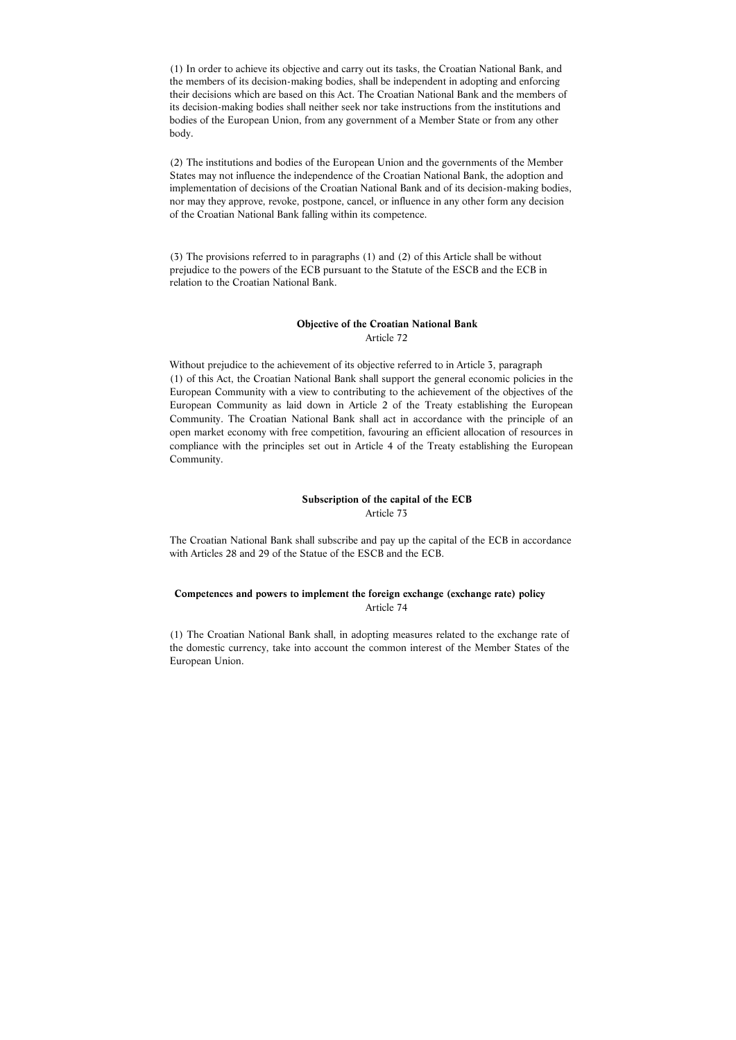(1) In order to achieve its objective and carry out its tasks, the Croatian National Bank, and the members of its decision-making bodies, shall be independent in adopting and enforcing their decisions which are based on this Act. The Croatian National Bank and the members of its decision-making bodies shall neither seek nor take instructions from the institutions and bodies of the European Union, from any government of a Member State or from any other body.

(2) The institutions and bodies of the European Union and the governments of the Member States may not influence the independence of the Croatian National Bank, the adoption and implementation of decisions of the Croatian National Bank and of its decision-making bodies, nor may they approve, revoke, postpone, cancel, or influence in any other form any decision of the Croatian National Bank falling within its competence.

(3) The provisions referred to in paragraphs (1) and (2) of this Article shall be without prejudice to the powers of the ECB pursuant to the Statute of the ESCB and the ECB in relation to the Croatian National Bank.

**Objective of the Croatian National Bank**
Article 72

Without prejudice to the achievement of its objective referred to in Article 3, paragraph (1) of this Act, the Croatian National Bank shall support the general economic policies in the European Community with a view to contributing to the achievement of the objectives of the European Community as laid down in Article 2 of the Treaty establishing the European Community. The Croatian National Bank shall act in accordance with the principle of an open market economy with free competition, favouring an efficient allocation of resources in compliance with the principles set out in Article 4 of the Treaty establishing the European Community.

**Subscription of the capital of the ECB**
Article 73

The Croatian National Bank shall subscribe and pay up the capital of the ECB in accordance with Articles 28 and 29 of the Statue of the ESCB and the ECB.

**Competences and powers to implement the foreign exchange (exchange rate) policy**
Article 74

(1) The Croatian National Bank shall, in adopting measures related to the exchange rate of the domestic currency, take into account the common interest of the Member States of the European Union.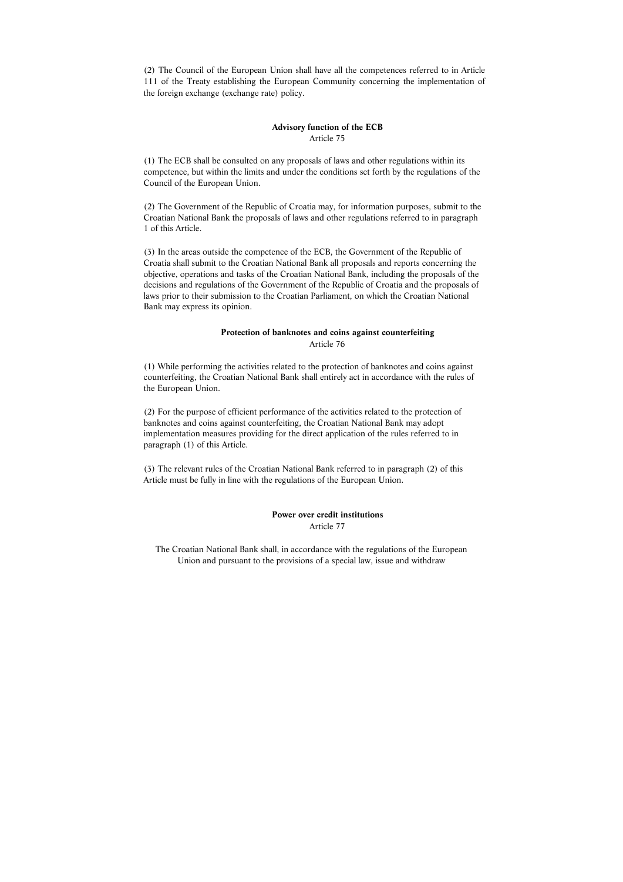(2) The Council of the European Union shall have all the competences referred to in Article 111 of the Treaty establishing the European Community concerning the implementation of the foreign exchange (exchange rate) policy.

**Advisory function of the ECB**
Article 75

(1) The ECB shall be consulted on any proposals of laws and other regulations within its competence, but within the limits and under the conditions set forth by the regulations of the Council of the European Union.

(2) The Government of the Republic of Croatia may, for information purposes, submit to the Croatian National Bank the proposals of laws and other regulations referred to in paragraph 1 of this Article.

(3) In the areas outside the competence of the ECB, the Government of the Republic of Croatia shall submit to the Croatian National Bank all proposals and reports concerning the objective, operations and tasks of the Croatian National Bank, including the proposals of the decisions and regulations of the Government of the Republic of Croatia and the proposals of laws prior to their submission to the Croatian Parliament, on which the Croatian National Bank may express its opinion.

**Protection of banknotes and coins against counterfeiting**
Article 76

(1) While performing the activities related to the protection of banknotes and coins against counterfeiting, the Croatian National Bank shall entirely act in accordance with the rules of the European Union.

(2) For the purpose of efficient performance of the activities related to the protection of banknotes and coins against counterfeiting, the Croatian National Bank may adopt implementation measures providing for the direct application of the rules referred to in paragraph (1) of this Article.

(3) The relevant rules of the Croatian National Bank referred to in paragraph (2) of this Article must be fully in line with the regulations of the European Union.

**Power over credit institutions**
Article 77

The Croatian National Bank shall, in accordance with the regulations of the European Union and pursuant to the provisions of a special law, issue and withdraw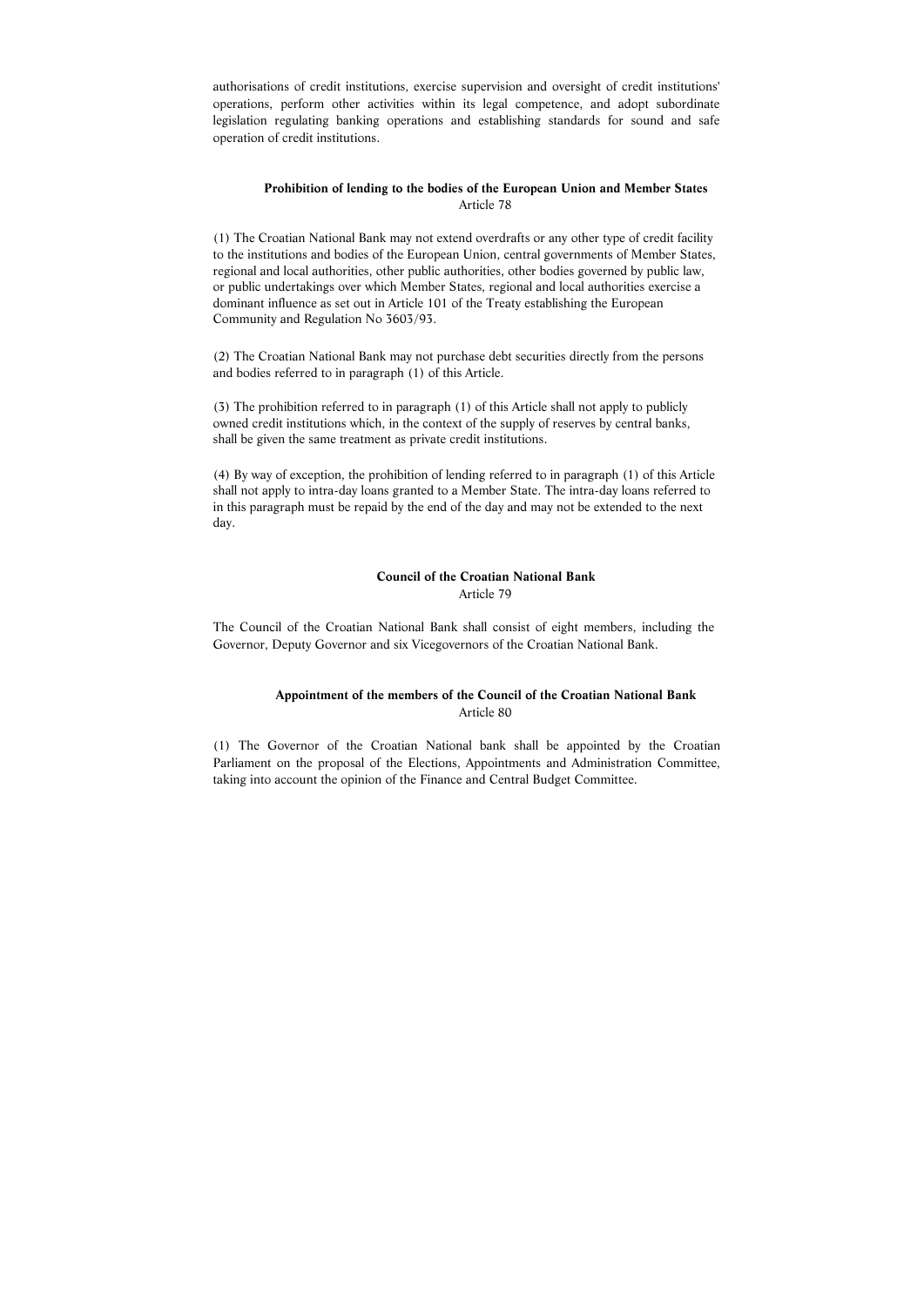authorisations of credit institutions, exercise supervision and oversight of credit institutions' operations, perform other activities within its legal competence, and adopt subordinate legislation regulating banking operations and establishing standards for sound and safe operation of credit institutions.

**Prohibition of lending to the bodies of the European Union and Member States**
Article 78

(1) The Croatian National Bank may not extend overdrafts or any other type of credit facility to the institutions and bodies of the European Union, central governments of Member States, regional and local authorities, other public authorities, other bodies governed by public law, or public undertakings over which Member States, regional and local authorities exercise a dominant influence as set out in Article 101 of the Treaty establishing the European Community and Regulation No 3603/93.

(2) The Croatian National Bank may not purchase debt securities directly from the persons and bodies referred to in paragraph (1) of this Article.

(3) The prohibition referred to in paragraph (1) of this Article shall not apply to publicly owned credit institutions which, in the context of the supply of reserves by central banks, shall be given the same treatment as private credit institutions.

(4) By way of exception, the prohibition of lending referred to in paragraph (1) of this Article shall not apply to intra-day loans granted to a Member State. The intra-day loans referred to in this paragraph must be repaid by the end of the day and may not be extended to the next day.

**Council of the Croatian National Bank**
Article 79

The Council of the Croatian National Bank shall consist of eight members, including the Governor, Deputy Governor and six Vicegovernors of the Croatian National Bank.

**Appointment of the members of the Council of the Croatian National Bank**
Article 80

(1) The Governor of the Croatian National bank shall be appointed by the Croatian Parliament on the proposal of the Elections, Appointments and Administration Committee, taking into account the opinion of the Finance and Central Budget Committee.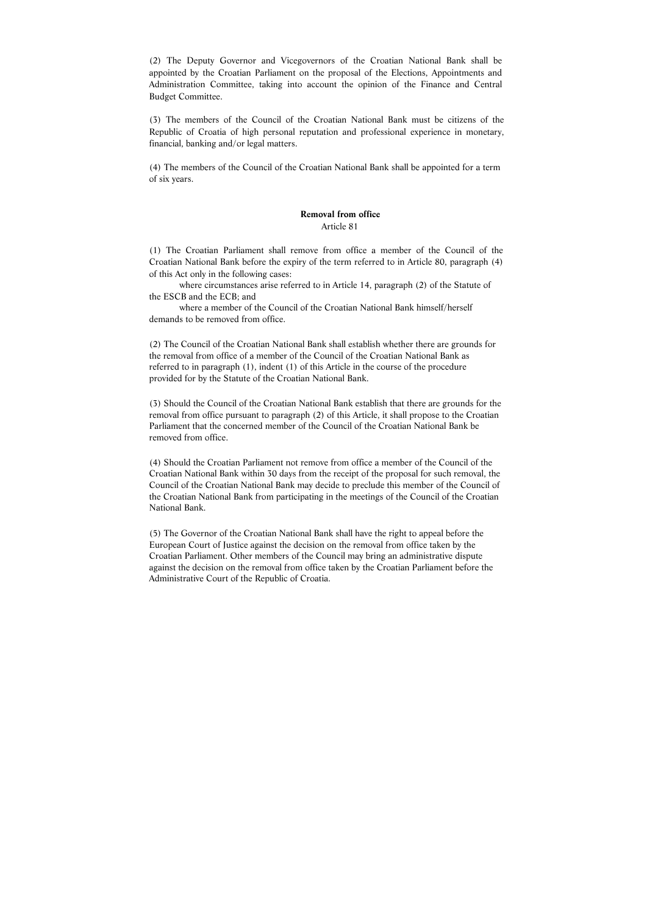(2) The Deputy Governor and Vicegovernors of the Croatian National Bank shall be appointed by the Croatian Parliament on the proposal of the Elections, Appointments and Administration Committee, taking into account the opinion of the Finance and Central Budget Committee.

(3) The members of the Council of the Croatian National Bank must be citizens of the Republic of Croatia of high personal reputation and professional experience in monetary, financial, banking and/or legal matters.

(4) The members of the Council of the Croatian National Bank shall be appointed for a term of six years.

**Removal from office**

Article 81

(1) The Croatian Parliament shall remove from office a member of the Council of the Croatian National Bank before the expiry of the term referred to in Article 80, paragraph (4) of this Act only in the following cases:

where circumstances arise referred to in Article 14, paragraph (2) of the Statute of the ESCB and the ECB; and

where a member of the Council of the Croatian National Bank himself/herself demands to be removed from office.

(2) The Council of the Croatian National Bank shall establish whether there are grounds for the removal from office of a member of the Council of the Croatian National Bank as referred to in paragraph (1), indent (1) of this Article in the course of the procedure provided for by the Statute of the Croatian National Bank.

(3) Should the Council of the Croatian National Bank establish that there are grounds for the removal from office pursuant to paragraph (2) of this Article, it shall propose to the Croatian Parliament that the concerned member of the Council of the Croatian National Bank be removed from office.

(4) Should the Croatian Parliament not remove from office a member of the Council of the Croatian National Bank within 30 days from the receipt of the proposal for such removal, the Council of the Croatian National Bank may decide to preclude this member of the Council of the Croatian National Bank from participating in the meetings of the Council of the Croatian National Bank.

(5) The Governor of the Croatian National Bank shall have the right to appeal before the European Court of Justice against the decision on the removal from office taken by the Croatian Parliament. Other members of the Council may bring an administrative dispute against the decision on the removal from office taken by the Croatian Parliament before the Administrative Court of the Republic of Croatia.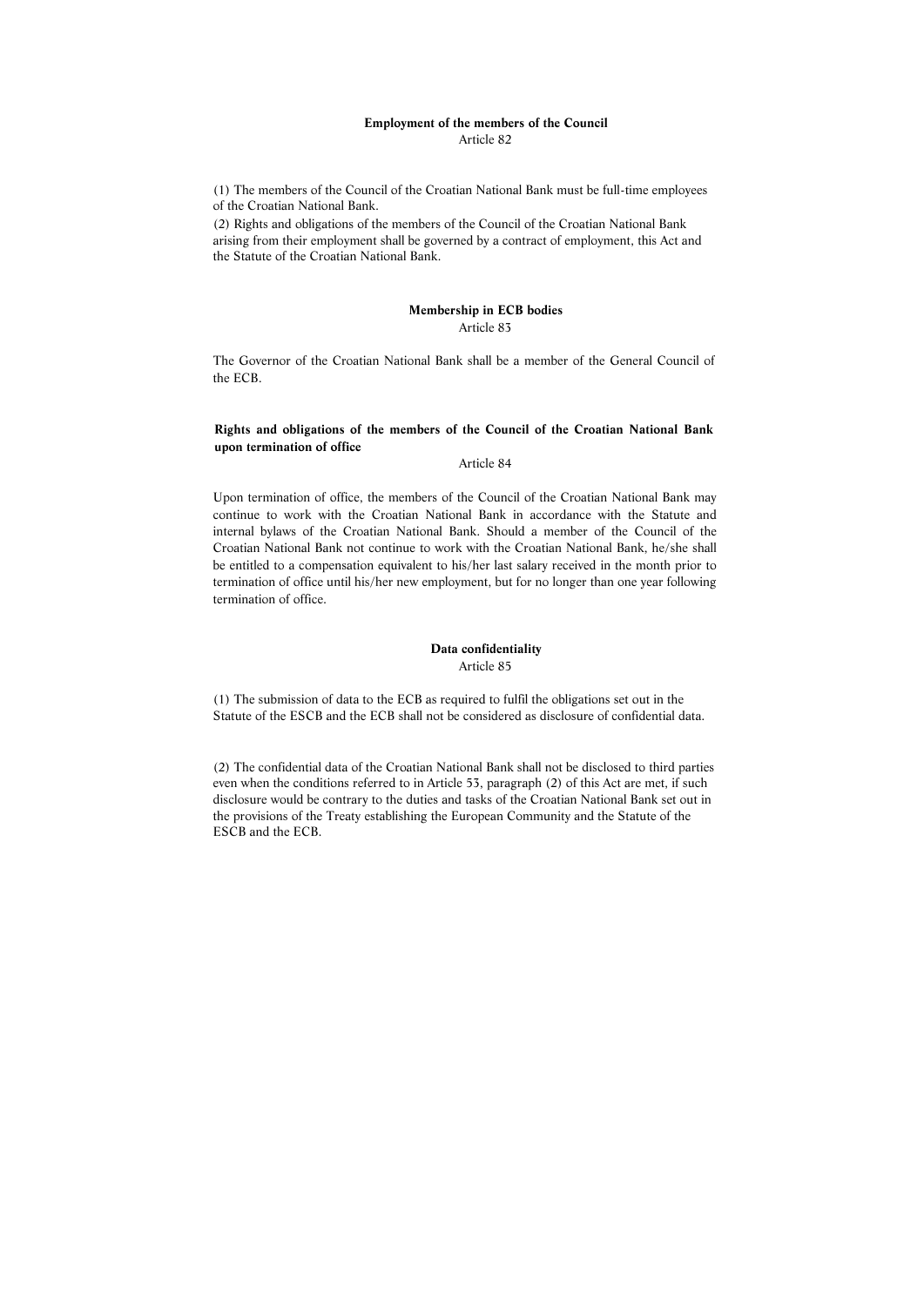**Employment of the members of the Council**
Article 82

(1) The members of the Council of the Croatian National Bank must be full-time employees of the Croatian National Bank.
(2) Rights and obligations of the members of the Council of the Croatian National Bank arising from their employment shall be governed by a contract of employment, this Act and the Statute of the Croatian National Bank.

**Membership in ECB bodies**
Article 83

The Governor of the Croatian National Bank shall be a member of the General Council of the ECB.

**Rights and obligations of the members of the Council of the Croatian National Bank upon termination of office**
Article 84

Upon termination of office, the members of the Council of the Croatian National Bank may continue to work with the Croatian National Bank in accordance with the Statute and internal bylaws of the Croatian National Bank. Should a member of the Council of the Croatian National Bank not continue to work with the Croatian National Bank, he/she shall be entitled to a compensation equivalent to his/her last salary received in the month prior to termination of office until his/her new employment, but for no longer than one year following termination of office.

**Data confidentiality**
Article 85

(1) The submission of data to the ECB as required to fulfil the obligations set out in the Statute of the ESCB and the ECB shall not be considered as disclosure of confidential data.

(2) The confidential data of the Croatian National Bank shall not be disclosed to third parties even when the conditions referred to in Article 53, paragraph (2) of this Act are met, if such disclosure would be contrary to the duties and tasks of the Croatian National Bank set out in the provisions of the Treaty establishing the European Community and the Statute of the ESCB and the ECB.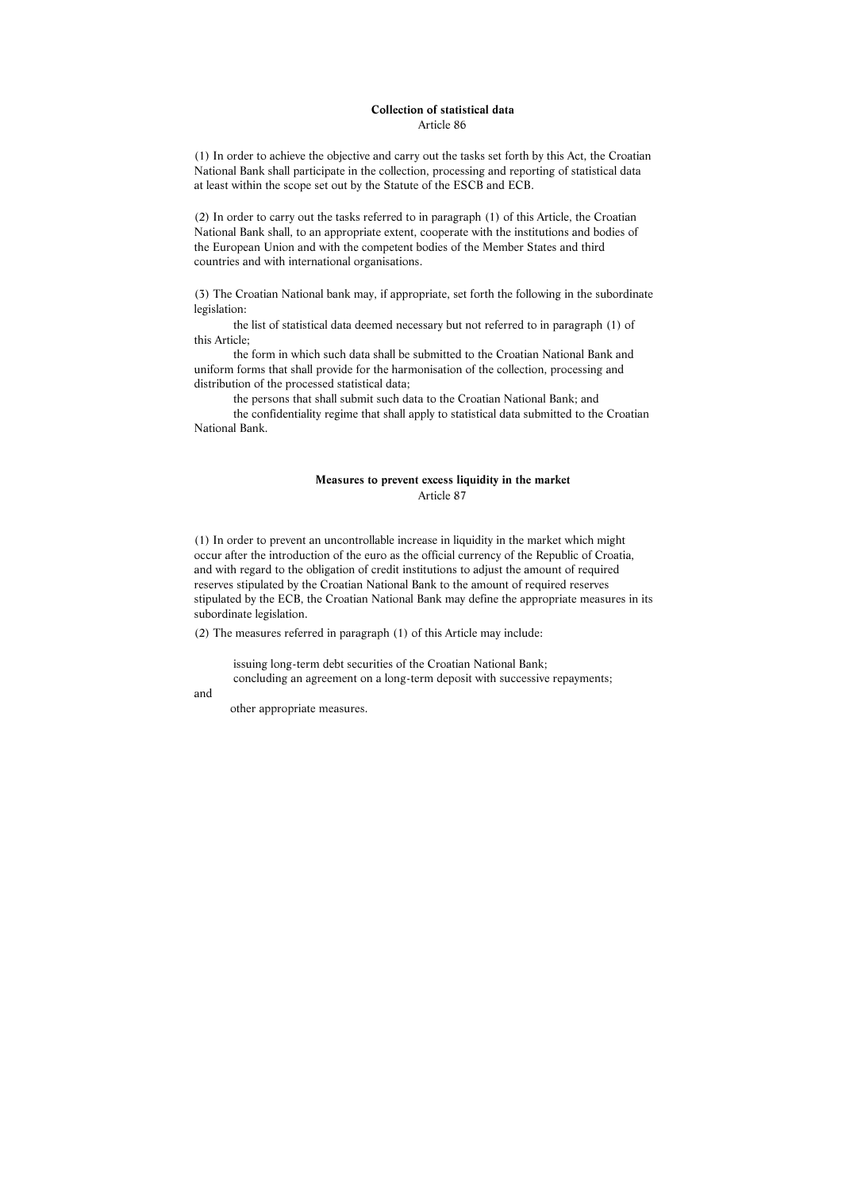**Collection of statistical data**
Article 86

(1) In order to achieve the objective and carry out the tasks set forth by this Act, the Croatian National Bank shall participate in the collection, processing and reporting of statistical data at least within the scope set out by the Statute of the ESCB and ECB.

(2) In order to carry out the tasks referred to in paragraph (1) of this Article, the Croatian National Bank shall, to an appropriate extent, cooperate with the institutions and bodies of the European Union and with the competent bodies of the Member States and third countries and with international organisations.

(3) The Croatian National bank may, if appropriate, set forth the following in the subordinate legislation:

the list of statistical data deemed necessary but not referred to in paragraph (1) of this Article;

the form in which such data shall be submitted to the Croatian National Bank and uniform forms that shall provide for the harmonisation of the collection, processing and distribution of the processed statistical data;

the persons that shall submit such data to the Croatian National Bank; and

the confidentiality regime that shall apply to statistical data submitted to the Croatian National Bank.

**Measures to prevent excess liquidity in the market**
Article 87

(1) In order to prevent an uncontrollable increase in liquidity in the market which might occur after the introduction of the euro as the official currency of the Republic of Croatia, and with regard to the obligation of credit institutions to adjust the amount of required reserves stipulated by the Croatian National Bank to the amount of required reserves stipulated by the ECB, the Croatian National Bank may define the appropriate measures in its subordinate legislation.

(2) The measures referred in paragraph (1) of this Article may include:

issuing long-term debt securities of the Croatian National Bank;

concluding an agreement on a long-term deposit with successive repayments; and

other appropriate measures.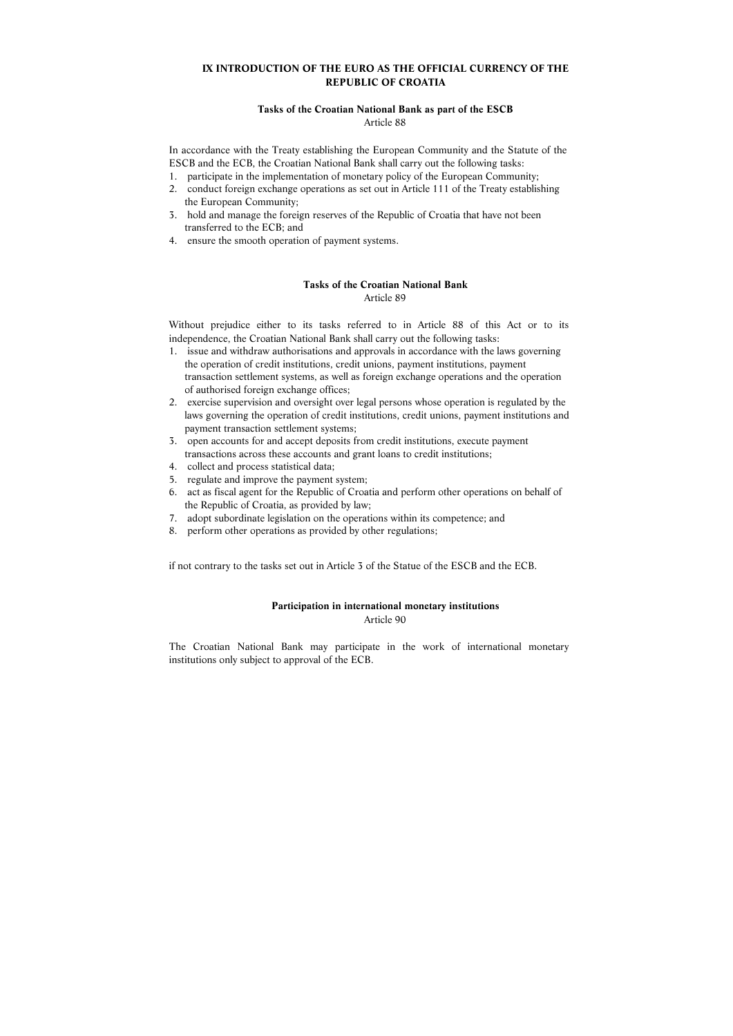# IX INTRODUCTION OF THE EURO AS THE OFFICIAL CURRENCY OF THE REPUBLIC OF CROATIA

**Tasks of the Croatian National Bank as part of the ESCB**
Article 88

In accordance with the Treaty establishing the European Community and the Statute of the ESCB and the ECB, the Croatian National Bank shall carry out the following tasks:

1. participate in the implementation of monetary policy of the European Community;
2. conduct foreign exchange operations as set out in Article 111 of the Treaty establishing the European Community;
3. hold and manage the foreign reserves of the Republic of Croatia that have not been transferred to the ECB; and
4. ensure the smooth operation of payment systems.

**Tasks of the Croatian National Bank**
Article 89

Without prejudice either to its tasks referred to in Article 88 of this Act or to its independence, the Croatian National Bank shall carry out the following tasks:

1. issue and withdraw authorisations and approvals in accordance with the laws governing the operation of credit institutions, credit unions, payment institutions, payment transaction settlement systems, as well as foreign exchange operations and the operation of authorised foreign exchange offices;
2. exercise supervision and oversight over legal persons whose operation is regulated by the laws governing the operation of credit institutions, credit unions, payment institutions and payment transaction settlement systems;
3. open accounts for and accept deposits from credit institutions, execute payment transactions across these accounts and grant loans to credit institutions;
4. collect and process statistical data;
5. regulate and improve the payment system;
6. act as fiscal agent for the Republic of Croatia and perform other operations on behalf of the Republic of Croatia, as provided by law;
7. adopt subordinate legislation on the operations within its competence; and
8. perform other operations as provided by other regulations;

if not contrary to the tasks set out in Article 3 of the Statue of the ESCB and the ECB.

**Participation in international monetary institutions**
Article 90

The Croatian National Bank may participate in the work of international monetary institutions only subject to approval of the ECB.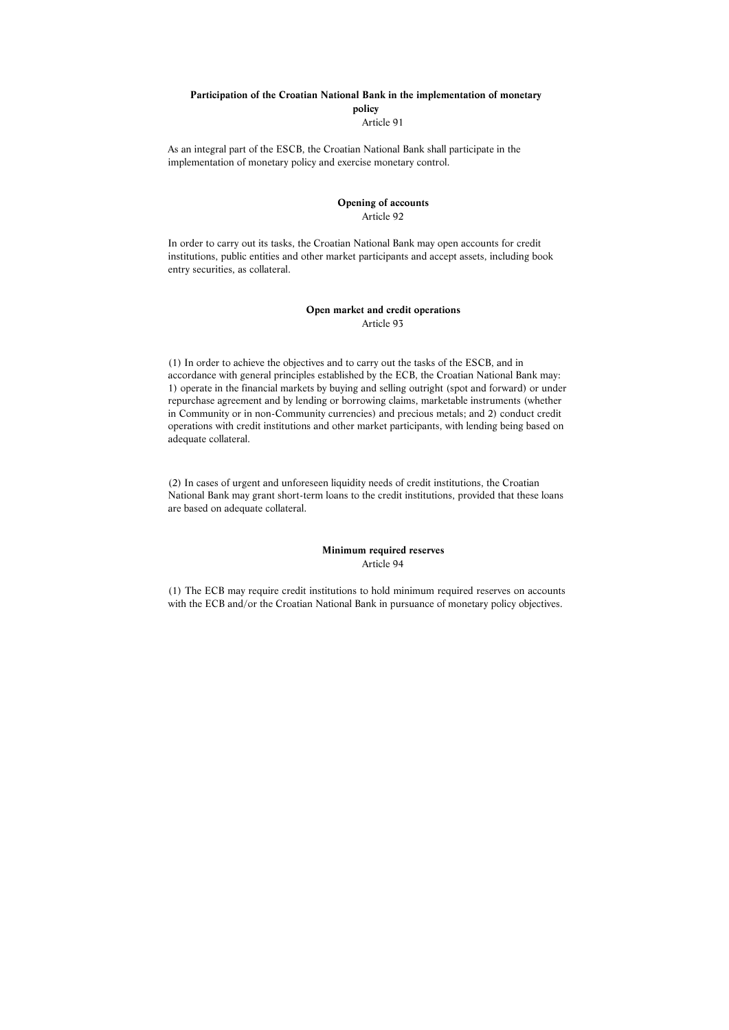**Participation of the Croatian National Bank in the implementation of monetary policy**
Article 91

As an integral part of the ESCB, the Croatian National Bank shall participate in the implementation of monetary policy and exercise monetary control.

**Opening of accounts**
Article 92

In order to carry out its tasks, the Croatian National Bank may open accounts for credit institutions, public entities and other market participants and accept assets, including book entry securities, as collateral.

**Open market and credit operations**
Article 93

(1) In order to achieve the objectives and to carry out the tasks of the ESCB, and in accordance with general principles established by the ECB, the Croatian National Bank may: 1) operate in the financial markets by buying and selling outright (spot and forward) or under repurchase agreement and by lending or borrowing claims, marketable instruments (whether in Community or in non-Community currencies) and precious metals; and 2) conduct credit operations with credit institutions and other market participants, with lending being based on adequate collateral.

(2) In cases of urgent and unforeseen liquidity needs of credit institutions, the Croatian National Bank may grant short-term loans to the credit institutions, provided that these loans are based on adequate collateral.

**Minimum required reserves**
Article 94

(1) The ECB may require credit institutions to hold minimum required reserves on accounts with the ECB and/or the Croatian National Bank in pursuance of monetary policy objectives.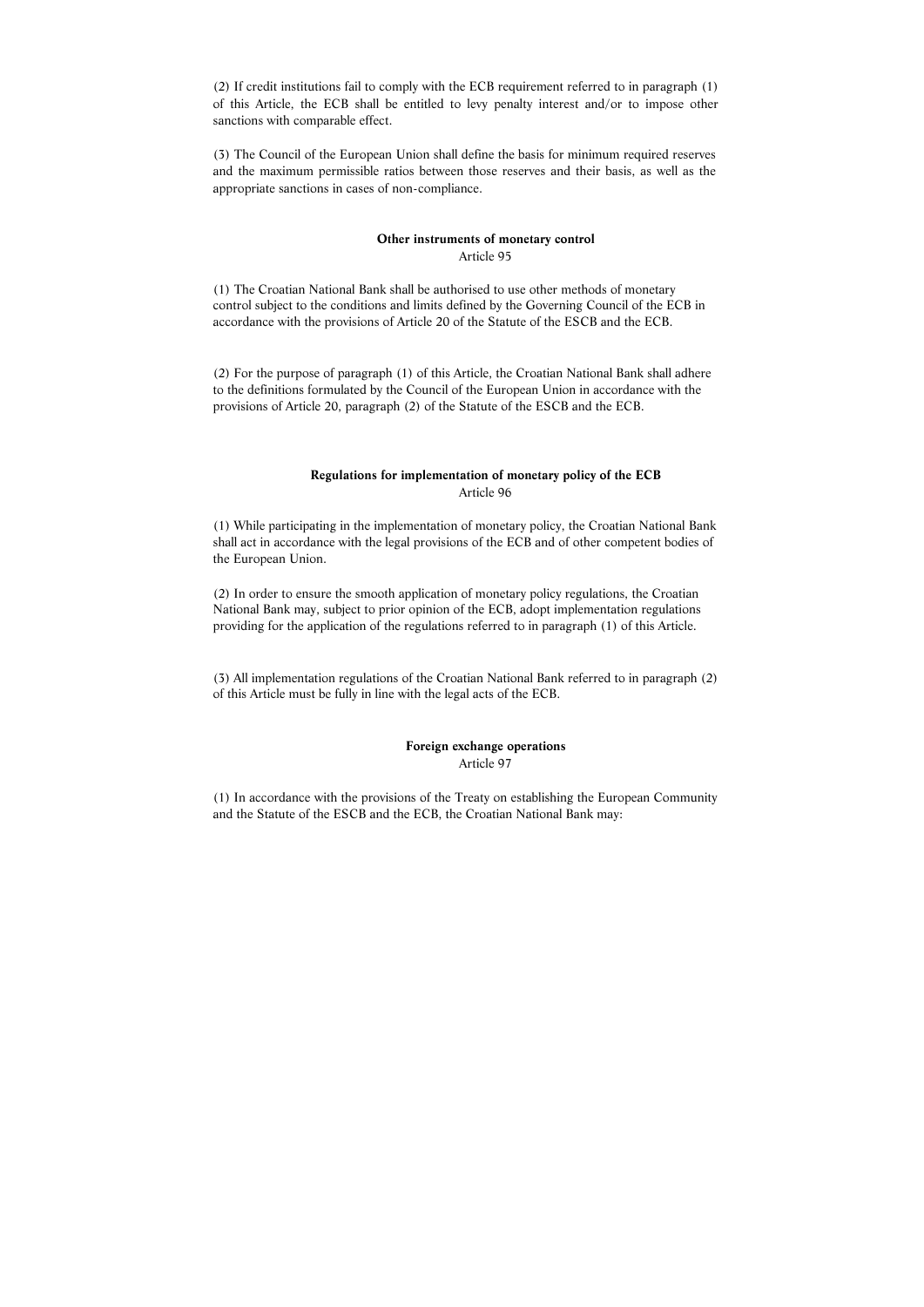(2) If credit institutions fail to comply with the ECB requirement referred to in paragraph (1) of this Article, the ECB shall be entitled to levy penalty interest and/or to impose other sanctions with comparable effect.

(3) The Council of the European Union shall define the basis for minimum required reserves and the maximum permissible ratios between those reserves and their basis, as well as the appropriate sanctions in cases of non-compliance.

**Other instruments of monetary control**
Article 95

(1) The Croatian National Bank shall be authorised to use other methods of monetary control subject to the conditions and limits defined by the Governing Council of the ECB in accordance with the provisions of Article 20 of the Statute of the ESCB and the ECB.

(2) For the purpose of paragraph (1) of this Article, the Croatian National Bank shall adhere to the definitions formulated by the Council of the European Union in accordance with the provisions of Article 20, paragraph (2) of the Statute of the ESCB and the ECB.

**Regulations for implementation of monetary policy of the ECB**
Article 96

(1) While participating in the implementation of monetary policy, the Croatian National Bank shall act in accordance with the legal provisions of the ECB and of other competent bodies of the European Union.

(2) In order to ensure the smooth application of monetary policy regulations, the Croatian National Bank may, subject to prior opinion of the ECB, adopt implementation regulations providing for the application of the regulations referred to in paragraph (1) of this Article.

(3) All implementation regulations of the Croatian National Bank referred to in paragraph (2) of this Article must be fully in line with the legal acts of the ECB.

**Foreign exchange operations**
Article 97

(1) In accordance with the provisions of the Treaty on establishing the European Community and the Statute of the ESCB and the ECB, the Croatian National Bank may: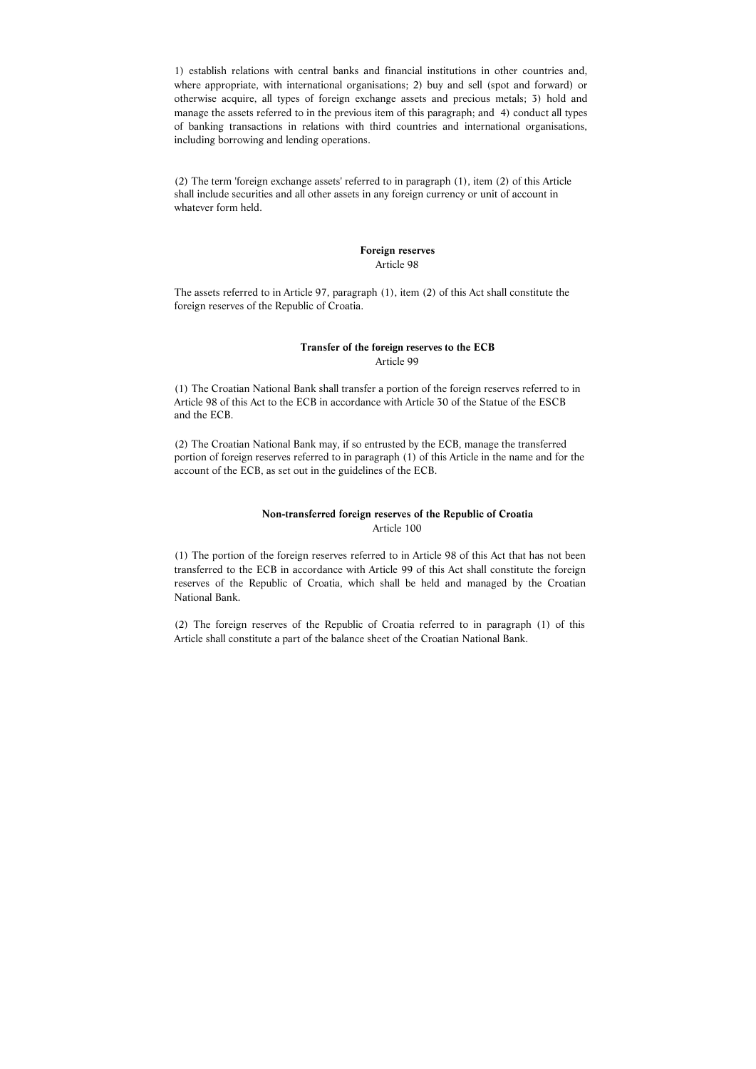1) establish relations with central banks and financial institutions in other countries and, where appropriate, with international organisations; 2) buy and sell (spot and forward) or otherwise acquire, all types of foreign exchange assets and precious metals; 3) hold and manage the assets referred to in the previous item of this paragraph; and 4) conduct all types of banking transactions in relations with third countries and international organisations, including borrowing and lending operations.

(2) The term 'foreign exchange assets' referred to in paragraph (1), item (2) of this Article shall include securities and all other assets in any foreign currency or unit of account in whatever form held.

**Foreign reserves**
Article 98

The assets referred to in Article 97, paragraph (1), item (2) of this Act shall constitute the foreign reserves of the Republic of Croatia.

**Transfer of the foreign reserves to the ECB**
Article 99

(1) The Croatian National Bank shall transfer a portion of the foreign reserves referred to in Article 98 of this Act to the ECB in accordance with Article 30 of the Statue of the ESCB and the ECB.

(2) The Croatian National Bank may, if so entrusted by the ECB, manage the transferred portion of foreign reserves referred to in paragraph (1) of this Article in the name and for the account of the ECB, as set out in the guidelines of the ECB.

**Non-transferred foreign reserves of the Republic of Croatia**
Article 100

(1) The portion of the foreign reserves referred to in Article 98 of this Act that has not been transferred to the ECB in accordance with Article 99 of this Act shall constitute the foreign reserves of the Republic of Croatia, which shall be held and managed by the Croatian National Bank.

(2) The foreign reserves of the Republic of Croatia referred to in paragraph (1) of this Article shall constitute a part of the balance sheet of the Croatian National Bank.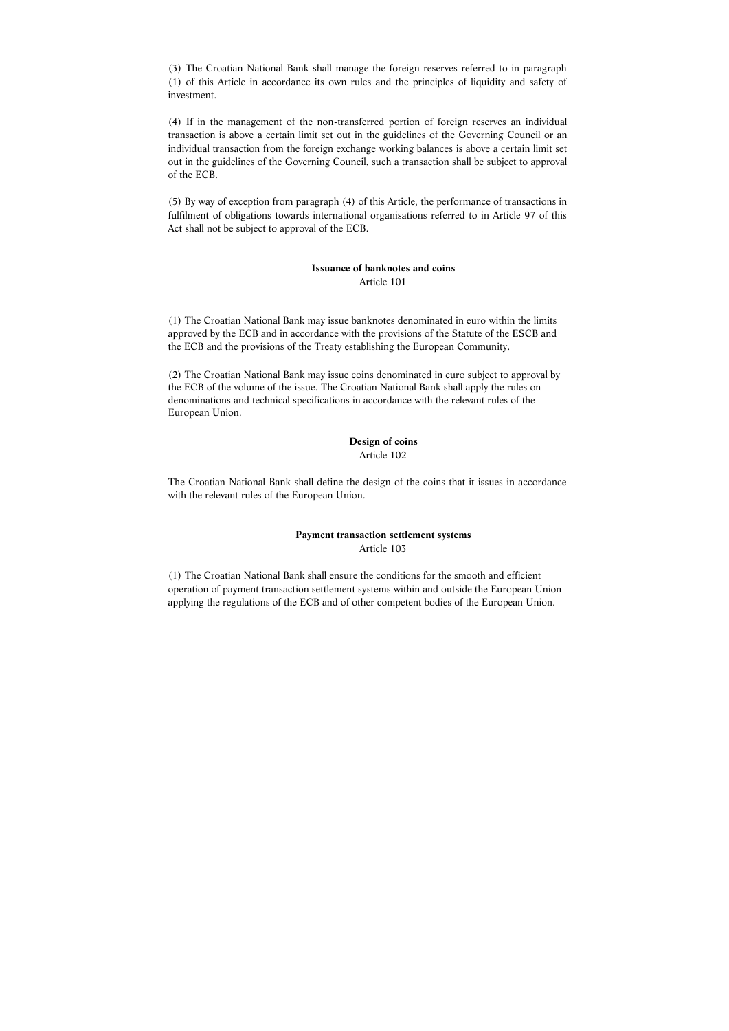(3) The Croatian National Bank shall manage the foreign reserves referred to in paragraph (1) of this Article in accordance its own rules and the principles of liquidity and safety of investment.

(4) If in the management of the non-transferred portion of foreign reserves an individual transaction is above a certain limit set out in the guidelines of the Governing Council or an individual transaction from the foreign exchange working balances is above a certain limit set out in the guidelines of the Governing Council, such a transaction shall be subject to approval of the ECB.

(5) By way of exception from paragraph (4) of this Article, the performance of transactions in fulfilment of obligations towards international organisations referred to in Article 97 of this Act shall not be subject to approval of the ECB.

**Issuance of banknotes and coins**
Article 101

(1) The Croatian National Bank may issue banknotes denominated in euro within the limits approved by the ECB and in accordance with the provisions of the Statute of the ESCB and the ECB and the provisions of the Treaty establishing the European Community.

(2) The Croatian National Bank may issue coins denominated in euro subject to approval by the ECB of the volume of the issue. The Croatian National Bank shall apply the rules on denominations and technical specifications in accordance with the relevant rules of the European Union.

**Design of coins**
Article 102

The Croatian National Bank shall define the design of the coins that it issues in accordance with the relevant rules of the European Union.

**Payment transaction settlement systems**
Article 103

(1) The Croatian National Bank shall ensure the conditions for the smooth and efficient operation of payment transaction settlement systems within and outside the European Union applying the regulations of the ECB and of other competent bodies of the European Union.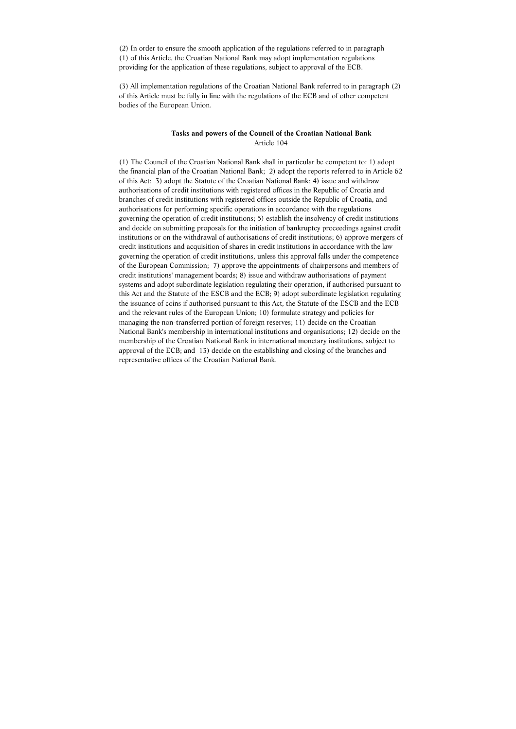(2) In order to ensure the smooth application of the regulations referred to in paragraph (1) of this Article, the Croatian National Bank may adopt implementation regulations providing for the application of these regulations, subject to approval of the ECB.

(3) All implementation regulations of the Croatian National Bank referred to in paragraph (2) of this Article must be fully in line with the regulations of the ECB and of other competent bodies of the European Union.

**Tasks and powers of the Council of the Croatian National Bank**
Article 104

(1) The Council of the Croatian National Bank shall in particular be competent to: 1) adopt the financial plan of the Croatian National Bank; 2) adopt the reports referred to in Article 62 of this Act; 3) adopt the Statute of the Croatian National Bank; 4) issue and withdraw authorisations of credit institutions with registered offices in the Republic of Croatia and branches of credit institutions with registered offices outside the Republic of Croatia, and authorisations for performing specific operations in accordance with the regulations governing the operation of credit institutions; 5) establish the insolvency of credit institutions and decide on submitting proposals for the initiation of bankruptcy proceedings against credit institutions or on the withdrawal of authorisations of credit institutions; 6) approve mergers of credit institutions and acquisition of shares in credit institutions in accordance with the law governing the operation of credit institutions, unless this approval falls under the competence of the European Commission; 7) approve the appointments of chairpersons and members of credit institutions' management boards; 8) issue and withdraw authorisations of payment systems and adopt subordinate legislation regulating their operation, if authorised pursuant to this Act and the Statute of the ESCB and the ECB; 9) adopt subordinate legislation regulating the issuance of coins if authorised pursuant to this Act, the Statute of the ESCB and the ECB and the relevant rules of the European Union; 10) formulate strategy and policies for managing the non-transferred portion of foreign reserves; 11) decide on the Croatian National Bank's membership in international institutions and organisations; 12) decide on the membership of the Croatian National Bank in international monetary institutions, subject to approval of the ECB; and 13) decide on the establishing and closing of the branches and representative offices of the Croatian National Bank.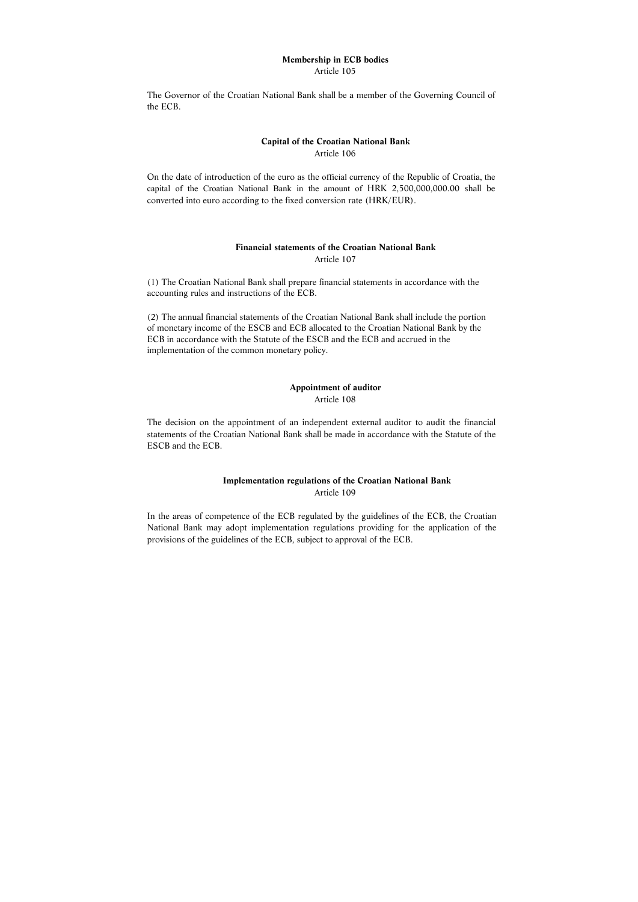**Membership in ECB bodies**

Article 105

The Governor of the Croatian National Bank shall be a member of the Governing Council of the ECB.

**Capital of the Croatian National Bank**

Article 106

On the date of introduction of the euro as the official currency of the Republic of Croatia, the capital of the Croatian National Bank in the amount of HRK 2,500,000,000.00 shall be converted into euro according to the fixed conversion rate (HRK/EUR).

**Financial statements of the Croatian National Bank**

Article 107

(1) The Croatian National Bank shall prepare financial statements in accordance with the accounting rules and instructions of the ECB.

(2) The annual financial statements of the Croatian National Bank shall include the portion of monetary income of the ESCB and ECB allocated to the Croatian National Bank by the ECB in accordance with the Statute of the ESCB and the ECB and accrued in the implementation of the common monetary policy.

**Appointment of auditor**

Article 108

The decision on the appointment of an independent external auditor to audit the financial statements of the Croatian National Bank shall be made in accordance with the Statute of the ESCB and the ECB.

**Implementation regulations of the Croatian National Bank**

Article 109

In the areas of competence of the ECB regulated by the guidelines of the ECB, the Croatian National Bank may adopt implementation regulations providing for the application of the provisions of the guidelines of the ECB, subject to approval of the ECB.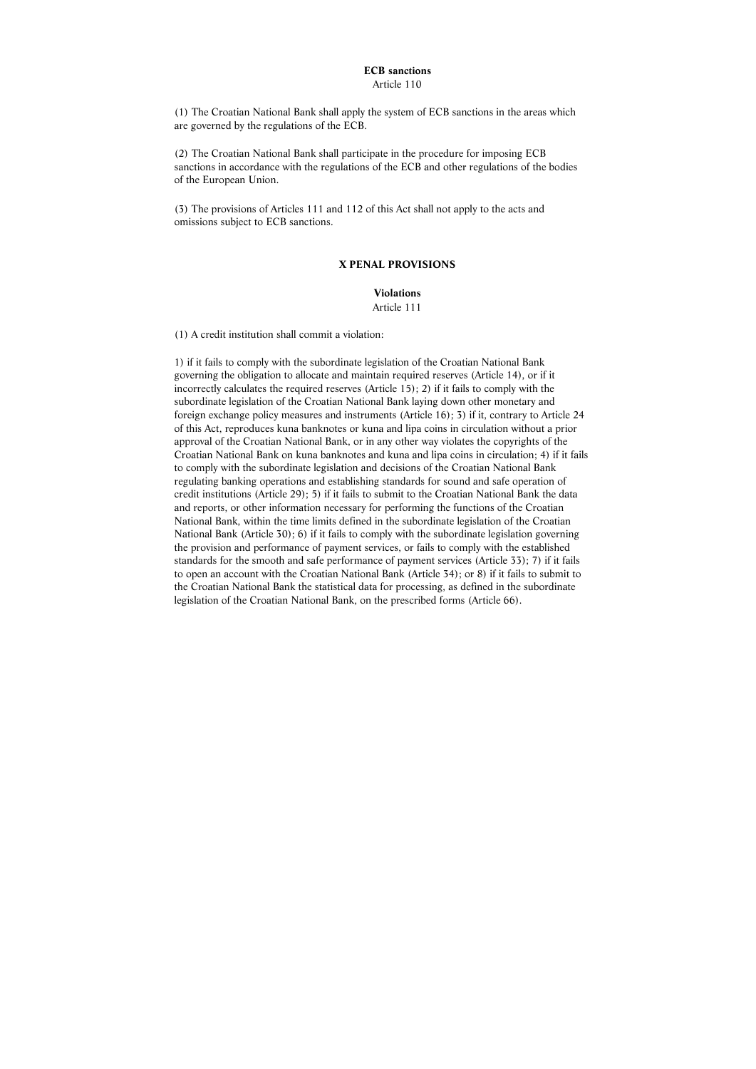**ECB sanctions**
Article 110

(1) The Croatian National Bank shall apply the system of ECB sanctions in the areas which are governed by the regulations of the ECB.

(2) The Croatian National Bank shall participate in the procedure for imposing ECB sanctions in accordance with the regulations of the ECB and other regulations of the bodies of the European Union.

(3) The provisions of Articles 111 and 112 of this Act shall not apply to the acts and omissions subject to ECB sanctions.

## X PENAL PROVISIONS

**Violations**
Article 111

(1) A credit institution shall commit a violation:

1) if it fails to comply with the subordinate legislation of the Croatian National Bank governing the obligation to allocate and maintain required reserves (Article 14), or if it incorrectly calculates the required reserves (Article 15); 2) if it fails to comply with the subordinate legislation of the Croatian National Bank laying down other monetary and foreign exchange policy measures and instruments (Article 16); 3) if it, contrary to Article 24 of this Act, reproduces kuna banknotes or kuna and lipa coins in circulation without a prior approval of the Croatian National Bank, or in any other way violates the copyrights of the Croatian National Bank on kuna banknotes and kuna and lipa coins in circulation; 4) if it fails to comply with the subordinate legislation and decisions of the Croatian National Bank regulating banking operations and establishing standards for sound and safe operation of credit institutions (Article 29); 5) if it fails to submit to the Croatian National Bank the data and reports, or other information necessary for performing the functions of the Croatian National Bank, within the time limits defined in the subordinate legislation of the Croatian National Bank (Article 30); 6) if it fails to comply with the subordinate legislation governing the provision and performance of payment services, or fails to comply with the established standards for the smooth and safe performance of payment services (Article 33); 7) if it fails to open an account with the Croatian National Bank (Article 34); or 8) if it fails to submit to the Croatian National Bank the statistical data for processing, as defined in the subordinate legislation of the Croatian National Bank, on the prescribed forms (Article 66).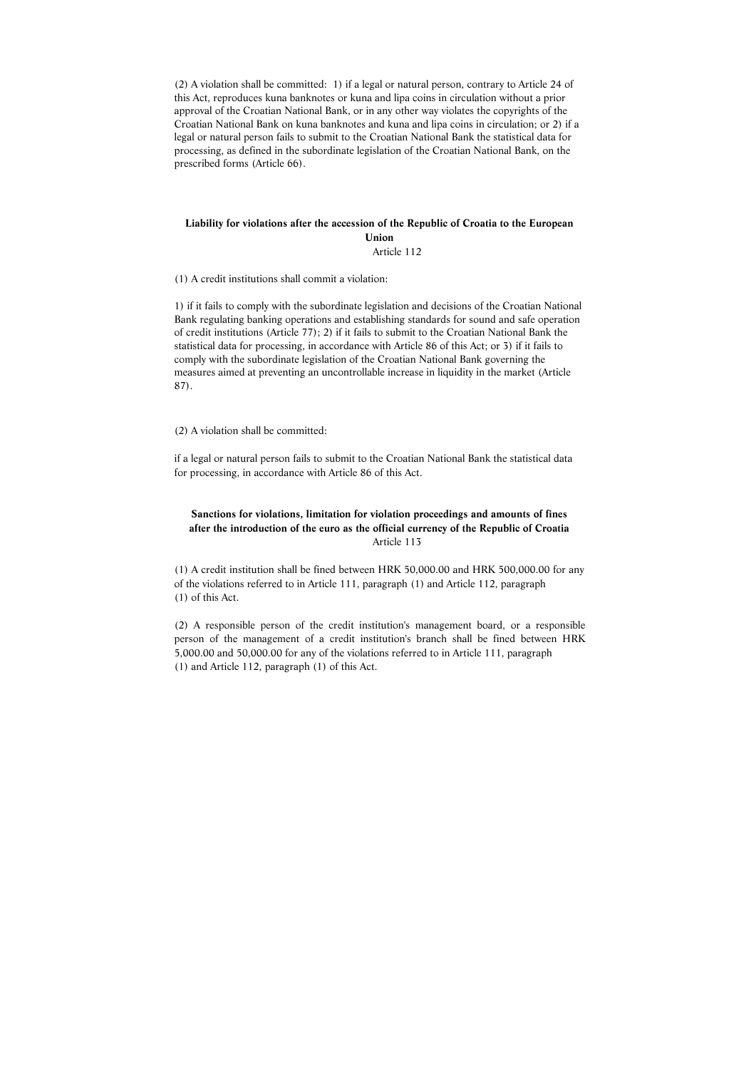(2) A violation shall be committed: 1) if a legal or natural person, contrary to Article 24 of this Act, reproduces kuna banknotes or kuna and lipa coins in circulation without a prior approval of the Croatian National Bank, or in any other way violates the copyrights of the Croatian National Bank on kuna banknotes and kuna and lipa coins in circulation; or 2) if a legal or natural person fails to submit to the Croatian National Bank the statistical data for processing, as defined in the subordinate legislation of the Croatian National Bank, on the prescribed forms (Article 66).

**Liability for violations after the accession of the Republic of Croatia to the European Union**
Article 112

(1) A credit institutions shall commit a violation:

1) if it fails to comply with the subordinate legislation and decisions of the Croatian National Bank regulating banking operations and establishing standards for sound and safe operation of credit institutions (Article 77); 2) if it fails to submit to the Croatian National Bank the statistical data for processing, in accordance with Article 86 of this Act; or 3) if it fails to comply with the subordinate legislation of the Croatian National Bank governing the measures aimed at preventing an uncontrollable increase in liquidity in the market (Article 87).

(2) A violation shall be committed:

if a legal or natural person fails to submit to the Croatian National Bank the statistical data for processing, in accordance with Article 86 of this Act.

**Sanctions for violations, limitation for violation proceedings and amounts of fines after the introduction of the euro as the official currency of the Republic of Croatia**
Article 113

(1) A credit institution shall be fined between HRK 50,000.00 and HRK 500,000.00 for any of the violations referred to in Article 111, paragraph (1) and Article 112, paragraph (1) of this Act.

(2) A responsible person of the credit institution's management board, or a responsible person of the management of a credit institution's branch shall be fined between HRK 5,000.00 and 50,000.00 for any of the violations referred to in Article 111, paragraph (1) and Article 112, paragraph (1) of this Act.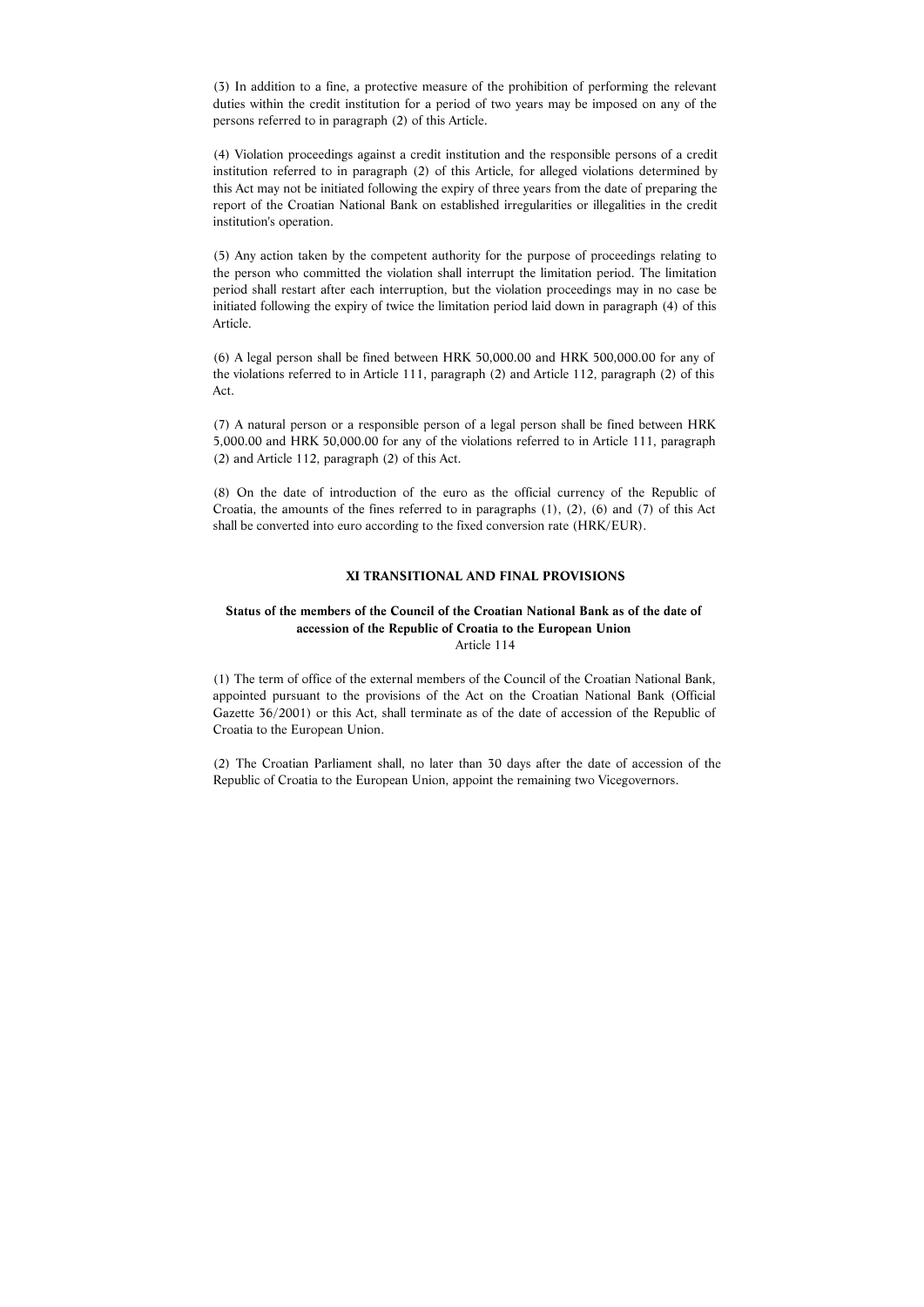(3) In addition to a fine, a protective measure of the prohibition of performing the relevant duties within the credit institution for a period of two years may be imposed on any of the persons referred to in paragraph (2) of this Article.

(4) Violation proceedings against a credit institution and the responsible persons of a credit institution referred to in paragraph (2) of this Article, for alleged violations determined by this Act may not be initiated following the expiry of three years from the date of preparing the report of the Croatian National Bank on established irregularities or illegalities in the credit institution's operation.

(5) Any action taken by the competent authority for the purpose of proceedings relating to the person who committed the violation shall interrupt the limitation period. The limitation period shall restart after each interruption, but the violation proceedings may in no case be initiated following the expiry of twice the limitation period laid down in paragraph (4) of this Article.

(6) A legal person shall be fined between HRK 50,000.00 and HRK 500,000.00 for any of the violations referred to in Article 111, paragraph (2) and Article 112, paragraph (2) of this Act.

(7) A natural person or a responsible person of a legal person shall be fined between HRK 5,000.00 and HRK 50,000.00 for any of the violations referred to in Article 111, paragraph (2) and Article 112, paragraph (2) of this Act.

(8) On the date of introduction of the euro as the official currency of the Republic of Croatia, the amounts of the fines referred to in paragraphs (1), (2), (6) and (7) of this Act shall be converted into euro according to the fixed conversion rate (HRK/EUR).

## XI TRANSITIONAL AND FINAL PROVISIONS

### Status of the members of the Council of the Croatian National Bank as of the date of accession of the Republic of Croatia to the European Union

Article 114

(1) The term of office of the external members of the Council of the Croatian National Bank, appointed pursuant to the provisions of the Act on the Croatian National Bank (Official Gazette 36/2001) or this Act, shall terminate as of the date of accession of the Republic of Croatia to the European Union.

(2) The Croatian Parliament shall, no later than 30 days after the date of accession of the Republic of Croatia to the European Union, appoint the remaining two Vicegovernors.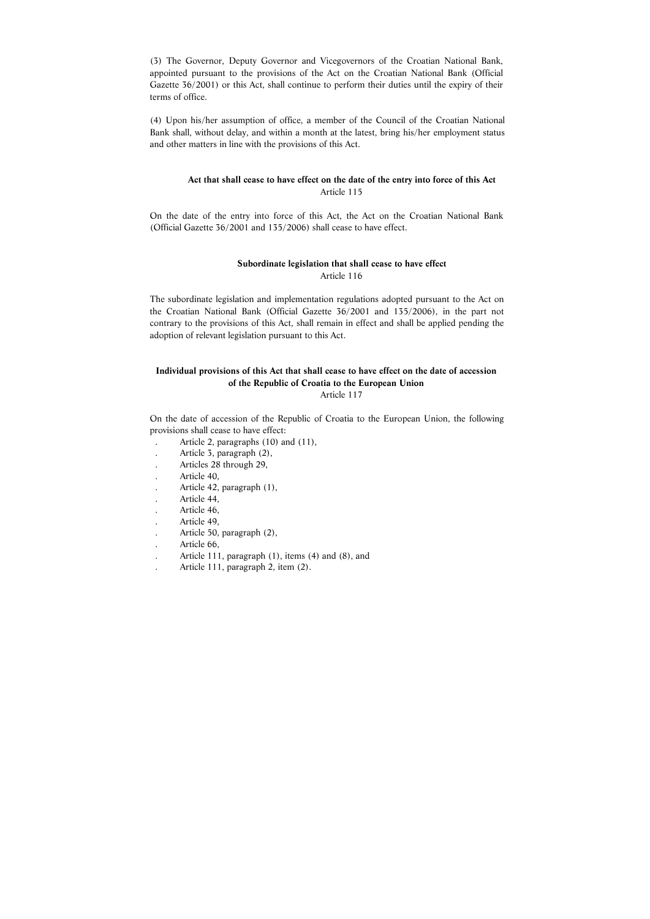(3) The Governor, Deputy Governor and Vicegovernors of the Croatian National Bank, appointed pursuant to the provisions of the Act on the Croatian National Bank (Official Gazette 36/2001) or this Act, shall continue to perform their duties until the expiry of their terms of office.

(4) Upon his/her assumption of office, a member of the Council of the Croatian National Bank shall, without delay, and within a month at the latest, bring his/her employment status and other matters in line with the provisions of this Act.

**Act that shall cease to have effect on the date of the entry into force of this Act**
Article 115

On the date of the entry into force of this Act, the Act on the Croatian National Bank (Official Gazette 36/2001 and 135/2006) shall cease to have effect.

**Subordinate legislation that shall cease to have effect**
Article 116

The subordinate legislation and implementation regulations adopted pursuant to the Act on the Croatian National Bank (Official Gazette 36/2001 and 135/2006), in the part not contrary to the provisions of this Act, shall remain in effect and shall be applied pending the adoption of relevant legislation pursuant to this Act.

**Individual provisions of this Act that shall cease to have effect on the date of accession of the Republic of Croatia to the European Union**
Article 117

On the date of accession of the Republic of Croatia to the European Union, the following provisions shall cease to have effect:

- Article 2, paragraphs (10) and (11),
- Article 3, paragraph (2),
- Articles 28 through 29,
- Article 40,
- Article 42, paragraph (1),
- Article 44,
- Article 46,
- Article 49,
- Article 50, paragraph (2),
- Article 66,
- Article 111, paragraph (1), items (4) and (8), and
- Article 111, paragraph 2, item (2).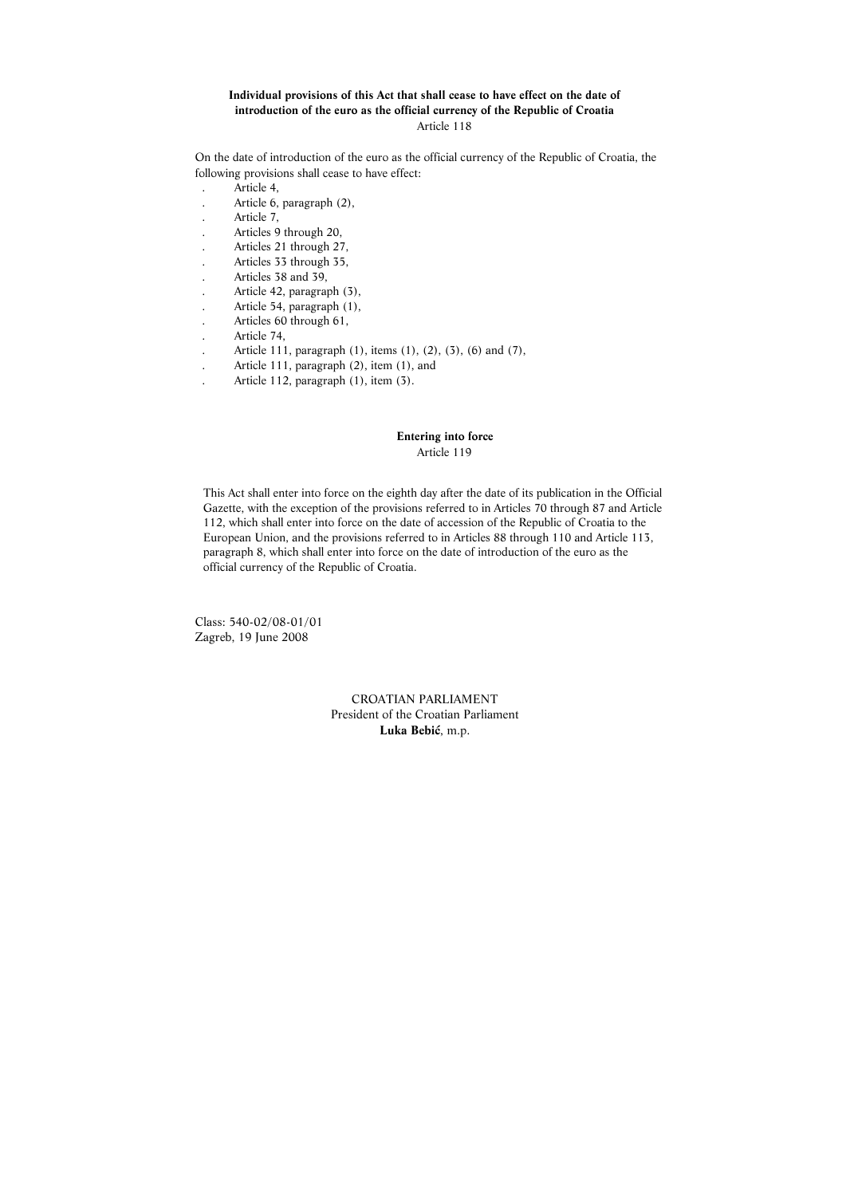**Individual provisions of this Act that shall cease to have effect on the date of introduction of the euro as the official currency of the Republic of Croatia**

Article 118

On the date of introduction of the euro as the official currency of the Republic of Croatia, the following provisions shall cease to have effect:

- Article 4,
- Article 6, paragraph (2),
- Article 7,
- Articles 9 through 20,
- Articles 21 through 27,
- Articles 33 through 35,
- Articles 38 and 39,
- Article 42, paragraph (3),
- Article 54, paragraph (1),
- Articles 60 through 61,
- Article 74,
- Article 111, paragraph (1), items (1), (2), (3), (6) and (7),
- Article 111, paragraph (2), item (1), and
- Article 112, paragraph (1), item (3).

**Entering into force**

Article 119

This Act shall enter into force on the eighth day after the date of its publication in the Official Gazette, with the exception of the provisions referred to in Articles 70 through 87 and Article 112, which shall enter into force on the date of accession of the Republic of Croatia to the European Union, and the provisions referred to in Articles 88 through 110 and Article 113, paragraph 8, which shall enter into force on the date of introduction of the euro as the official currency of the Republic of Croatia.

Class: 540-02/08-01/01
Zagreb, 19 June 2008

CROATIAN PARLIAMENT
President of the Croatian Parliament
**Luka Bebić**, m.p.